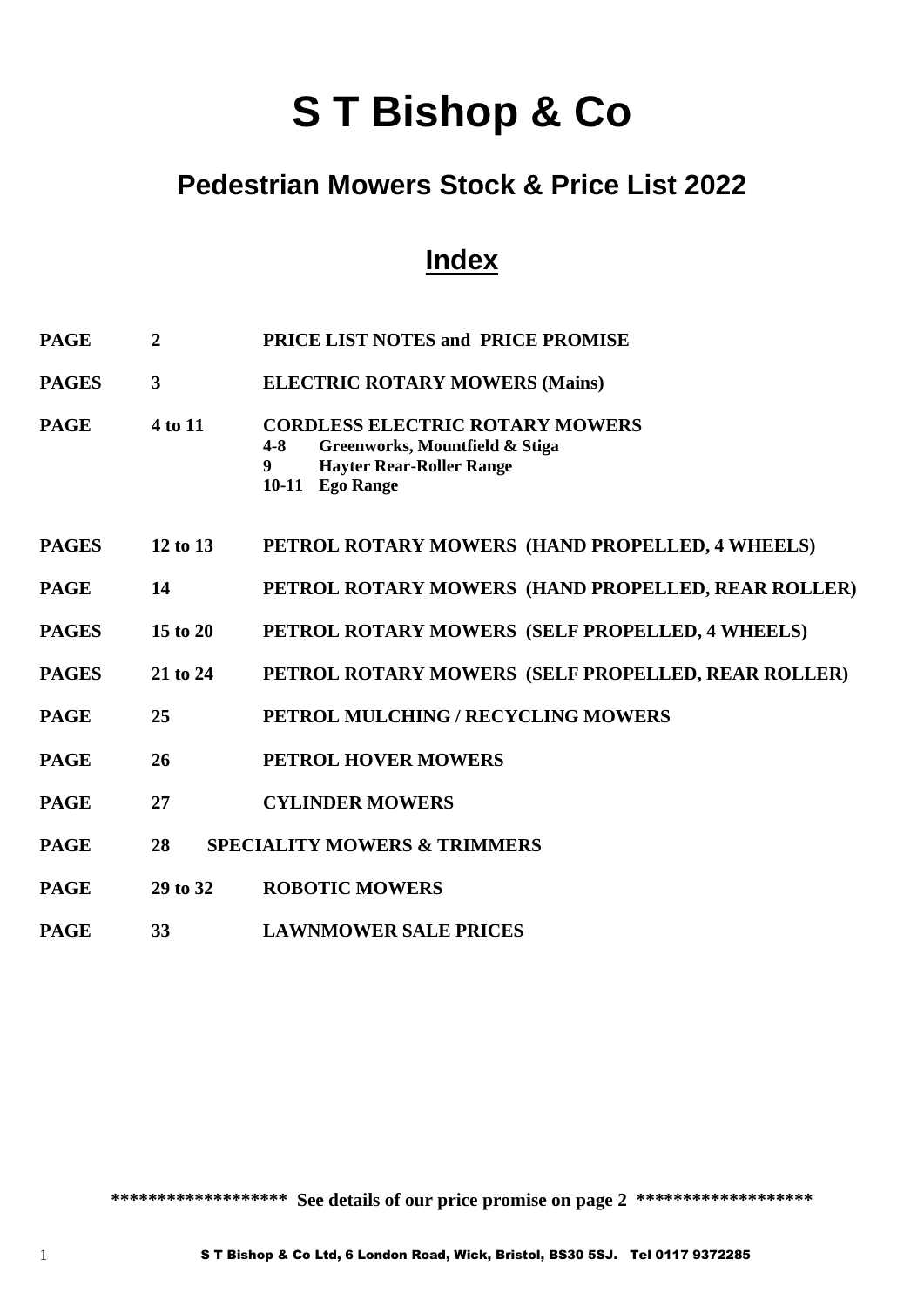# S T Bishop & Co

## Pedestrian Mowers Stock & Price List 2022

## Index

| | | |
|---|---|---|
| **PAGE** | **2** | **PRICE LIST NOTES and PRICE PROMISE** |
| **PAGES** | **3** | **ELECTRIC ROTARY MOWERS (Mains)** |
| **PAGE** | **4 to 11** | **CORDLESS ELECTRIC ROTARY MOWERS**<br>**4-8 Greenworks, Mountfield & Stiga**<br>**9 Hayter Rear-Roller Range**<br>**10-11 Ego Range** |
| **PAGES** | **12 to 13** | **PETROL ROTARY MOWERS (HAND PROPELLED, 4 WHEELS)** |
| **PAGE** | **14** | **PETROL ROTARY MOWERS (HAND PROPELLED, REAR ROLLER)** |
| **PAGES** | **15 to 20** | **PETROL ROTARY MOWERS (SELF PROPELLED, 4 WHEELS)** |
| **PAGES** | **21 to 24** | **PETROL ROTARY MOWERS (SELF PROPELLED, REAR ROLLER)** |
| **PAGE** | **25** | **PETROL MULCHING / RECYCLING MOWERS** |
| **PAGE** | **26** | **PETROL HOVER MOWERS** |
| **PAGE** | **27** | **CYLINDER MOWERS** |
| **PAGE** | **28** | **SPECIALITY MOWERS & TRIMMERS** |
| **PAGE** | **29 to 32** | **ROBOTIC MOWERS** |
| **PAGE** | **33** | **LAWNMOWER SALE PRICES** |

**\*\*\*\*\*\*\*\*\*\*\*\*\*\*\*\*\*\* See details of our price promise on page 2 \*\*\*\*\*\*\*\*\*\*\*\*\*\*\*\*\*\***

S T Bishop & Co Ltd, 6 London Road, Wick, Bristol, BS30 5SJ. Tel 0117 9372285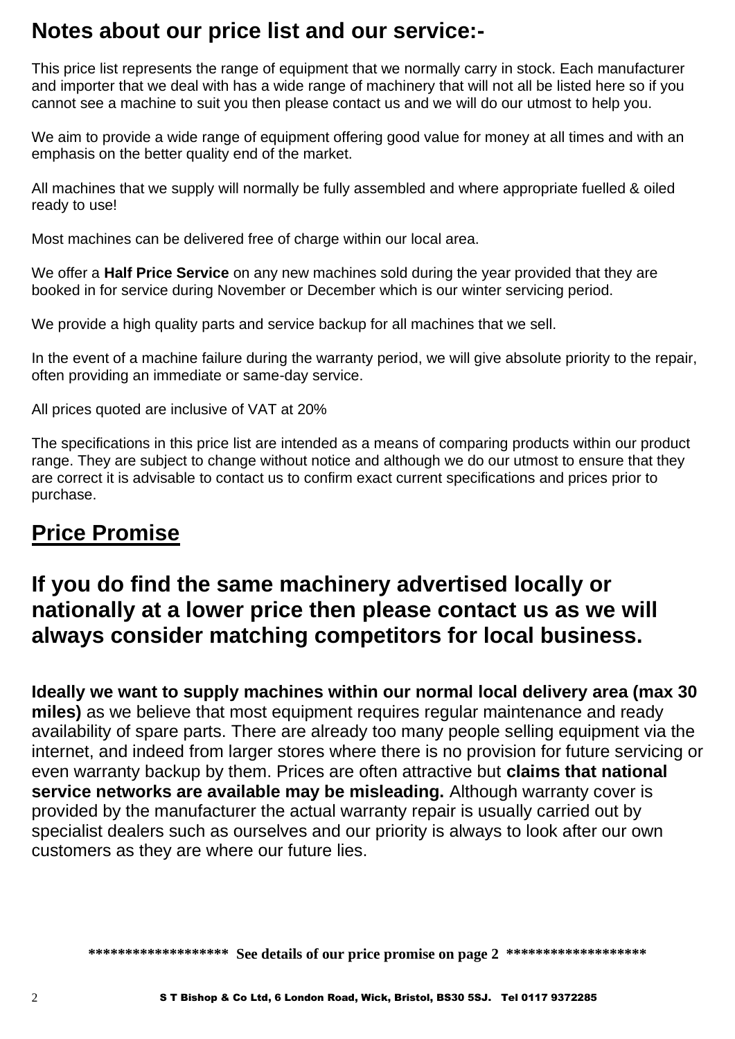# Notes about our price list and our service:-

This price list represents the range of equipment that we normally carry in stock. Each manufacturer and importer that we deal with has a wide range of machinery that will not all be listed here so if you cannot see a machine to suit you then please contact us and we will do our utmost to help you.

We aim to provide a wide range of equipment offering good value for money at all times and with an emphasis on the better quality end of the market.

All machines that we supply will normally be fully assembled and where appropriate fuelled & oiled ready to use!

Most machines can be delivered free of charge within our local area.

We offer a **Half Price Service** on any new machines sold during the year provided that they are booked in for service during November or December which is our winter servicing period.

We provide a high quality parts and service backup for all machines that we sell.

In the event of a machine failure during the warranty period, we will give absolute priority to the repair, often providing an immediate or same-day service.

All prices quoted are inclusive of VAT at 20%

The specifications in this price list are intended as a means of comparing products within our product range. They are subject to change without notice and although we do our utmost to ensure that they are correct it is advisable to contact us to confirm exact current specifications and prices prior to purchase.

# Price Promise

## If you do find the same machinery advertised locally or nationally at a lower price then please contact us as we will always consider matching competitors for local business.

**Ideally we want to supply machines within our normal local delivery area (max 30 miles)** as we believe that most equipment requires regular maintenance and ready availability of spare parts. There are already too many people selling equipment via the internet, and indeed from larger stores where there is no provision for future servicing or even warranty backup by them. Prices are often attractive but **claims that national service networks are available may be misleading.** Although warranty cover is provided by the manufacturer the actual warranty repair is usually carried out by specialist dealers such as ourselves and our priority is always to look after our own customers as they are where our future lies.

**\*\*\*\*\*\*\*\*\*\*\*\*\*\*\*\*\*\* See details of our price promise on page 2 \*\*\*\*\*\*\*\*\*\*\*\*\*\*\*\*\*\***

S T Bishop & Co Ltd, 6 London Road, Wick, Bristol, BS30 5SJ. Tel 0117 9372285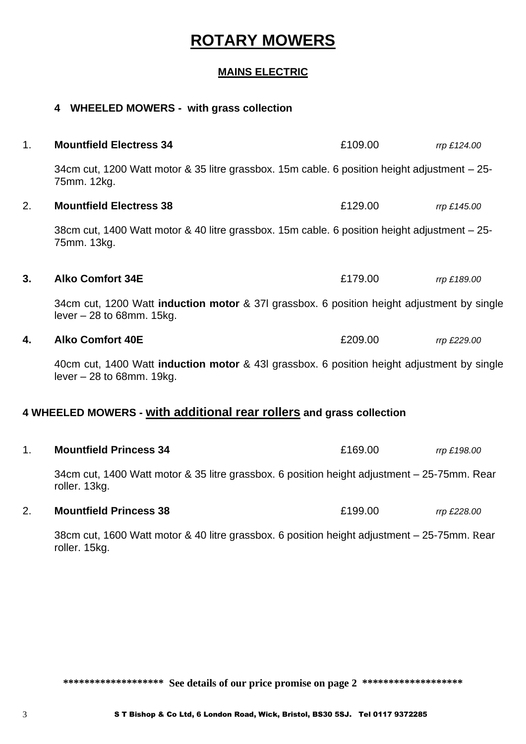# ROTARY MOWERS

## MAINS ELECTRIC

### 4 WHEELED MOWERS - with grass collection

1. **Mountfield Electress 34** £109.00 *rrp £124.00*

   34cm cut, 1200 Watt motor & 35 litre grassbox. 15m cable. 6 position height adjustment – 25-75mm. 12kg.

2. **Mountfield Electress 38** £129.00 *rrp £145.00*

   38cm cut, 1400 Watt motor & 40 litre grassbox. 15m cable. 6 position height adjustment – 25-75mm. 13kg.

3. **Alko Comfort 34E** £179.00 *rrp £189.00*

   34cm cut, 1200 Watt **induction motor** & 37l grassbox. 6 position height adjustment by single lever – 28 to 68mm. 15kg.

4. **Alko Comfort 40E** £209.00 *rrp £229.00*

   40cm cut, 1400 Watt **induction motor** & 43l grassbox. 6 position height adjustment by single lever – 28 to 68mm. 19kg.

### 4 WHEELED MOWERS - with additional rear rollers and grass collection

1. **Mountfield Princess 34** £169.00 *rrp £198.00*

   34cm cut, 1400 Watt motor & 35 litre grassbox. 6 position height adjustment – 25-75mm. Rear roller. 13kg.

2. **Mountfield Princess 38** £199.00 *rrp £228.00*

   38cm cut, 1600 Watt motor & 40 litre grassbox. 6 position height adjustment – 25-75mm. Rear roller. 15kg.

****************** See details of our price promise on page 2 ******************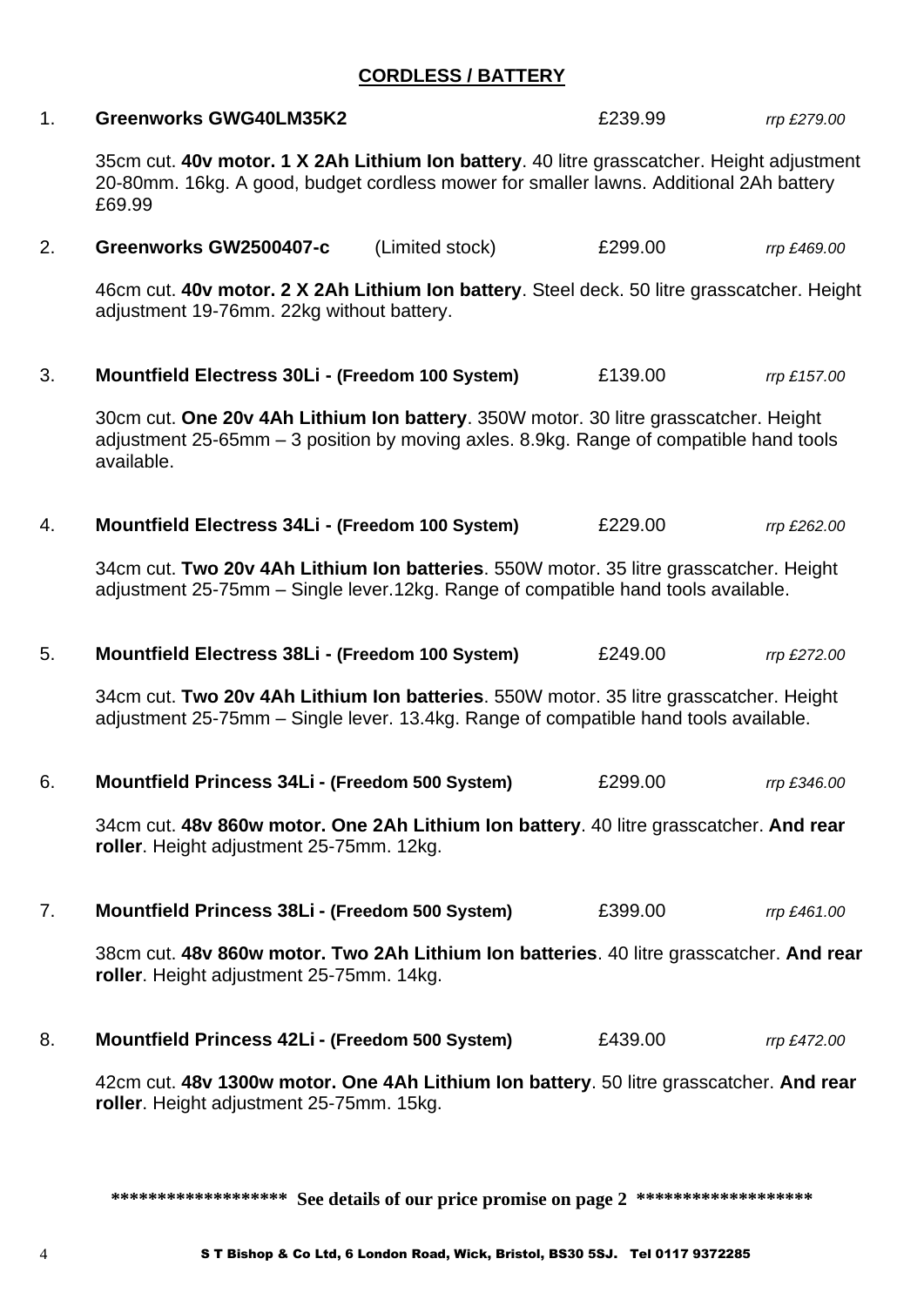## CORDLESS / BATTERY

1. **Greenworks GWG40LM35K2** £239.99 *rrp £279.00*

   35cm cut. **40v motor. 1 X 2Ah Lithium Ion battery**. 40 litre grasscatcher. Height adjustment 20-80mm. 16kg. A good, budget cordless mower for smaller lawns. Additional 2Ah battery £69.99

2. **Greenworks GW2500407-c** (Limited stock) £299.00 *rrp £469.00*

   46cm cut. **40v motor. 2 X 2Ah Lithium Ion battery**. Steel deck. 50 litre grasscatcher. Height adjustment 19-76mm. 22kg without battery.

3. **Mountfield Electress 30Li - (Freedom 100 System)** £139.00 *rrp £157.00*

   30cm cut. **One 20v 4Ah Lithium Ion battery**. 350W motor. 30 litre grasscatcher. Height adjustment 25-65mm – 3 position by moving axles. 8.9kg. Range of compatible hand tools available.

4. **Mountfield Electress 34Li - (Freedom 100 System)** £229.00 *rrp £262.00*

   34cm cut. **Two 20v 4Ah Lithium Ion batteries**. 550W motor. 35 litre grasscatcher. Height adjustment 25-75mm – Single lever.12kg. Range of compatible hand tools available.

5. **Mountfield Electress 38Li - (Freedom 100 System)** £249.00 *rrp £272.00*

   34cm cut. **Two 20v 4Ah Lithium Ion batteries**. 550W motor. 35 litre grasscatcher. Height adjustment 25-75mm – Single lever. 13.4kg. Range of compatible hand tools available.

6. **Mountfield Princess 34Li - (Freedom 500 System)** £299.00 *rrp £346.00*

   34cm cut. **48v 860w motor. One 2Ah Lithium Ion battery**. 40 litre grasscatcher. **And rear roller**. Height adjustment 25-75mm. 12kg.

7. **Mountfield Princess 38Li - (Freedom 500 System)** £399.00 *rrp £461.00*

   38cm cut. **48v 860w motor. Two 2Ah Lithium Ion batteries**. 40 litre grasscatcher. **And rear roller**. Height adjustment 25-75mm. 14kg.

8. **Mountfield Princess 42Li - (Freedom 500 System)** £439.00 *rrp £472.00*

   42cm cut. **48v 1300w motor. One 4Ah Lithium Ion battery**. 50 litre grasscatcher. **And rear roller**. Height adjustment 25-75mm. 15kg.

**\*\*\*\*\*\*\*\*\*\*\*\*\*\*\*\*\*\* See details of our price promise on page 2 \*\*\*\*\*\*\*\*\*\*\*\*\*\*\*\*\*\***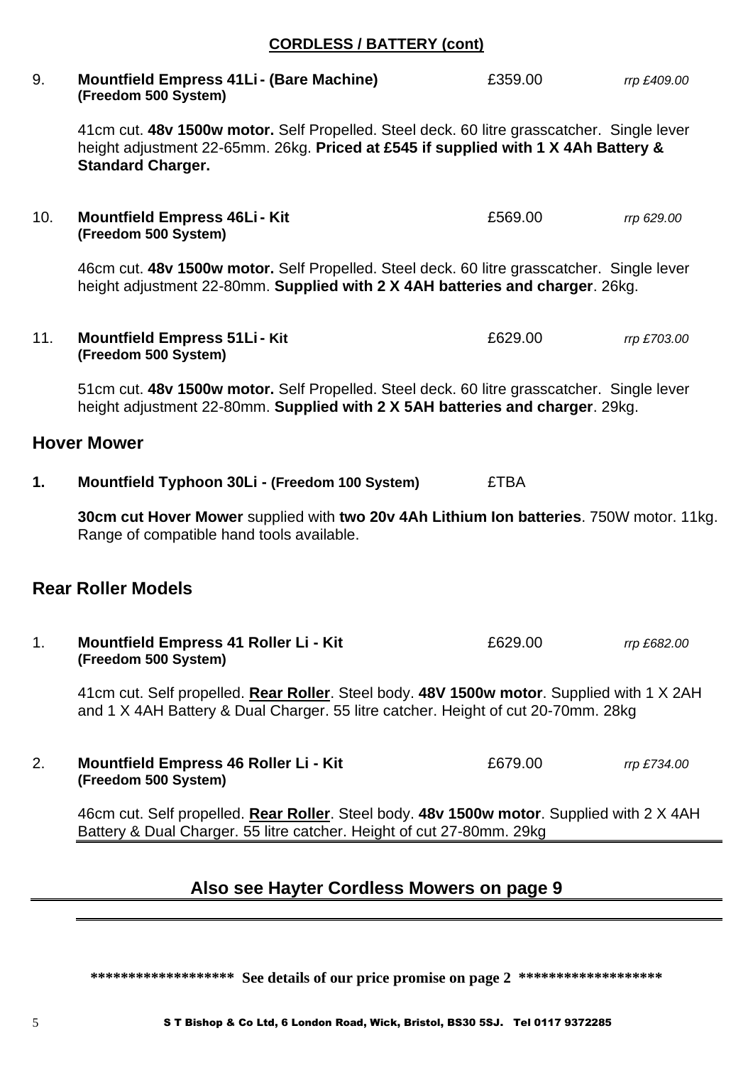**CORDLESS / BATTERY (cont)**

9. **Mountfield Empress 41Li - (Bare Machine) (Freedom 500 System)** £359.00 *rrp £409.00*

   41cm cut. **48v 1500w motor.** Self Propelled. Steel deck. 60 litre grasscatcher. Single lever height adjustment 22-65mm. 26kg. **Priced at £545 if supplied with 1 X 4Ah Battery & Standard Charger.**

10. **Mountfield Empress 46Li - Kit (Freedom 500 System)** £569.00 *rrp 629.00*

    46cm cut. **48v 1500w motor.** Self Propelled. Steel deck. 60 litre grasscatcher. Single lever height adjustment 22-80mm. **Supplied with 2 X 4AH batteries and charger**. 26kg.

11. **Mountfield Empress 51Li - Kit (Freedom 500 System)** £629.00 *rrp £703.00*

    51cm cut. **48v 1500w motor.** Self Propelled. Steel deck. 60 litre grasscatcher. Single lever height adjustment 22-80mm. **Supplied with 2 X 5AH batteries and charger**. 29kg.

## Hover Mower

1. **Mountfield Typhoon 30Li - (Freedom 100 System)** £TBA

   **30cm cut Hover Mower** supplied with **two 20v 4Ah Lithium Ion batteries**. 750W motor. 11kg. Range of compatible hand tools available.

## Rear Roller Models

1. **Mountfield Empress 41 Roller Li - Kit (Freedom 500 System)** £629.00 *rrp £682.00*

   41cm cut. Self propelled. **Rear Roller**. Steel body. **48V 1500w motor**. Supplied with 1 X 2AH and 1 X 4AH Battery & Dual Charger. 55 litre catcher. Height of cut 20-70mm. 28kg

2. **Mountfield Empress 46 Roller Li - Kit (Freedom 500 System)** £679.00 *rrp £734.00*

   46cm cut. Self propelled. **Rear Roller**. Steel body. **48v 1500w motor**. Supplied with 2 X 4AH Battery & Dual Charger. 55 litre catcher. Height of cut 27-80mm. 29kg

## Also see Hayter Cordless Mowers on page 9

**\*\*\*\*\*\*\*\*\*\*\*\*\*\*\*\*\*\* See details of our price promise on page 2 \*\*\*\*\*\*\*\*\*\*\*\*\*\*\*\*\*\***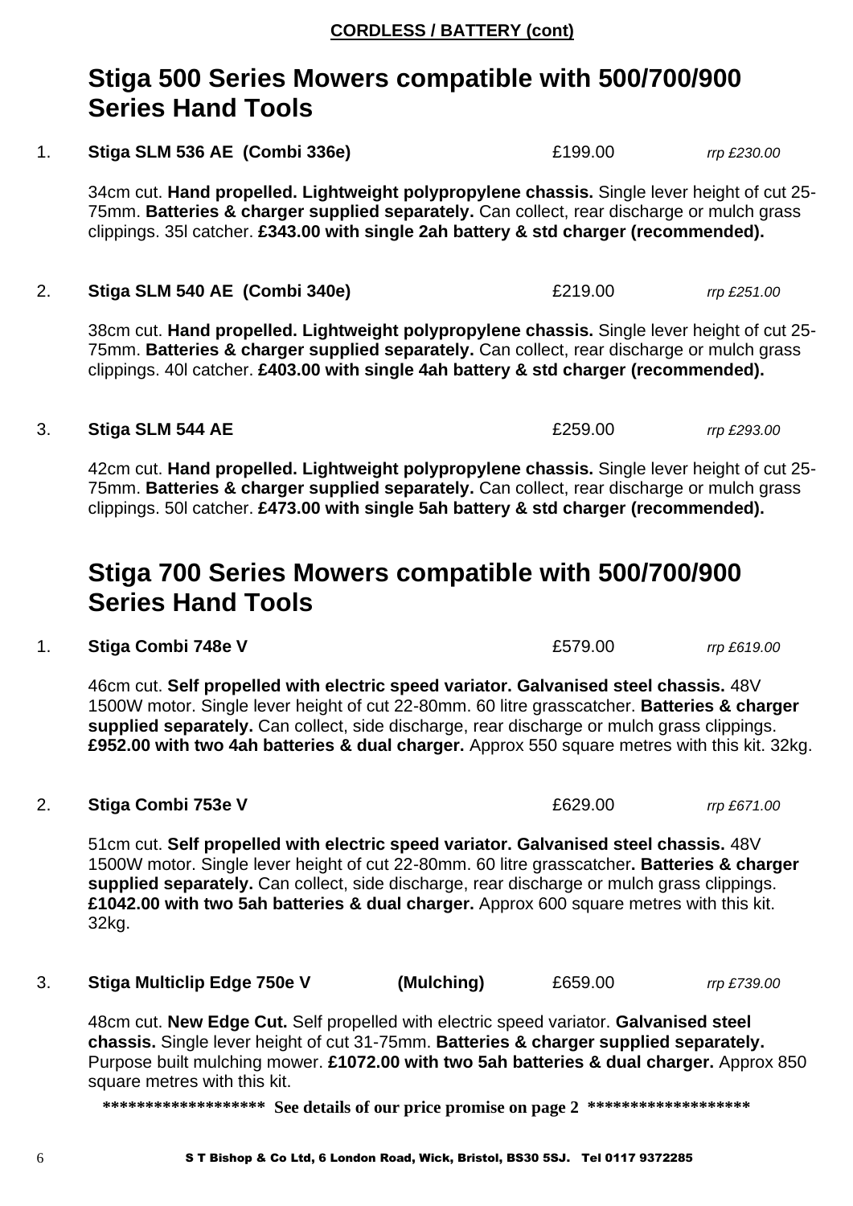**CORDLESS / BATTERY (cont)**

## Stiga 500 Series Mowers compatible with 500/700/900 Series Hand Tools

1. **Stiga SLM 536 AE (Combi 336e)** £199.00 *rrp £230.00*

   34cm cut. **Hand propelled. Lightweight polypropylene chassis.** Single lever height of cut 25-75mm. **Batteries & charger supplied separately.** Can collect, rear discharge or mulch grass clippings. 35l catcher. **£343.00 with single 2ah battery & std charger (recommended).**

2. **Stiga SLM 540 AE (Combi 340e)** £219.00 *rrp £251.00*

   38cm cut. **Hand propelled. Lightweight polypropylene chassis.** Single lever height of cut 25-75mm. **Batteries & charger supplied separately.** Can collect, rear discharge or mulch grass clippings. 40l catcher. **£403.00 with single 4ah battery & std charger (recommended).**

3. **Stiga SLM 544 AE** £259.00 *rrp £293.00*

   42cm cut. **Hand propelled. Lightweight polypropylene chassis.** Single lever height of cut 25-75mm. **Batteries & charger supplied separately.** Can collect, rear discharge or mulch grass clippings. 50l catcher. **£473.00 with single 5ah battery & std charger (recommended).**

## Stiga 700 Series Mowers compatible with 500/700/900 Series Hand Tools

1. **Stiga Combi 748e V** £579.00 *rrp £619.00*

   46cm cut. **Self propelled with electric speed variator. Galvanised steel chassis.** 48V 1500W motor. Single lever height of cut 22-80mm. 60 litre grasscatcher. **Batteries & charger supplied separately.** Can collect, side discharge, rear discharge or mulch grass clippings. **£952.00 with two 4ah batteries & dual charger.** Approx 550 square metres with this kit. 32kg.

2. **Stiga Combi 753e V** £629.00 *rrp £671.00*

   51cm cut. **Self propelled with electric speed variator. Galvanised steel chassis.** 48V 1500W motor. Single lever height of cut 22-80mm. 60 litre grasscatcher**. Batteries & charger supplied separately.** Can collect, side discharge, rear discharge or mulch grass clippings. **£1042.00 with two 5ah batteries & dual charger.** Approx 600 square metres with this kit. 32kg.

3. **Stiga Multiclip Edge 750e V** **(Mulching)** £659.00 *rrp £739.00*

   48cm cut. **New Edge Cut.** Self propelled with electric speed variator. **Galvanised steel chassis.** Single lever height of cut 31-75mm. **Batteries & charger supplied separately.** Purpose built mulching mower. **£1072.00 with two 5ah batteries & dual charger.** Approx 850 square metres with this kit.

**\*\*\*\*\*\*\*\*\*\*\*\*\*\*\*\*\*\* See details of our price promise on page 2 \*\*\*\*\*\*\*\*\*\*\*\*\*\*\*\*\*\***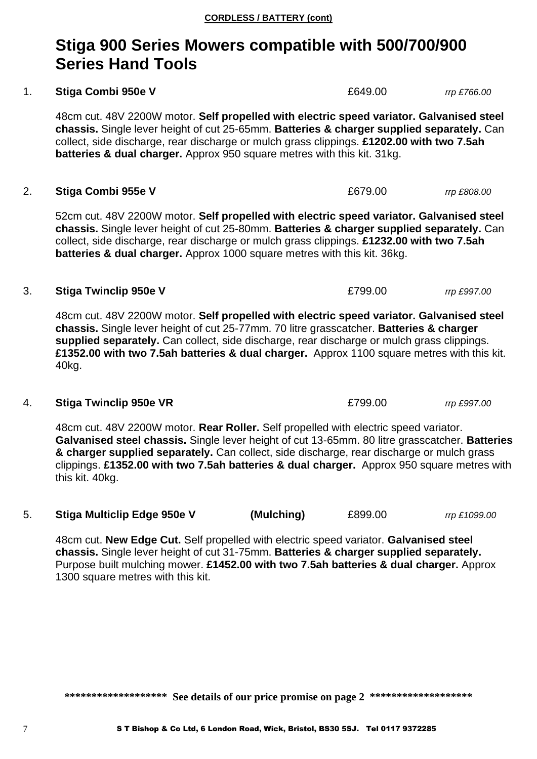**CORDLESS / BATTERY (cont)**

# Stiga 900 Series Mowers compatible with 500/700/900 Series Hand Tools

1. **Stiga Combi 950e V** £649.00 *rrp £766.00*

   48cm cut. 48V 2200W motor. **Self propelled with electric speed variator. Galvanised steel chassis.** Single lever height of cut 25-65mm. **Batteries & charger supplied separately.** Can collect, side discharge, rear discharge or mulch grass clippings. **£1202.00 with two 7.5ah batteries & dual charger.** Approx 950 square metres with this kit. 31kg.

2. **Stiga Combi 955e V** £679.00 *rrp £808.00*

   52cm cut. 48V 2200W motor. **Self propelled with electric speed variator. Galvanised steel chassis.** Single lever height of cut 25-80mm. **Batteries & charger supplied separately.** Can collect, side discharge, rear discharge or mulch grass clippings. **£1232.00 with two 7.5ah batteries & dual charger.** Approx 1000 square metres with this kit. 36kg.

3. **Stiga Twinclip 950e V** £799.00 *rrp £997.00*

   48cm cut. 48V 2200W motor. **Self propelled with electric speed variator. Galvanised steel chassis.** Single lever height of cut 25-77mm. 70 litre grasscatcher. **Batteries & charger supplied separately.** Can collect, side discharge, rear discharge or mulch grass clippings. **£1352.00 with two 7.5ah batteries & dual charger.** Approx 1100 square metres with this kit. 40kg.

4. **Stiga Twinclip 950e VR** £799.00 *rrp £997.00*

   48cm cut. 48V 2200W motor. **Rear Roller.** Self propelled with electric speed variator. **Galvanised steel chassis.** Single lever height of cut 13-65mm. 80 litre grasscatcher. **Batteries & charger supplied separately.** Can collect, side discharge, rear discharge or mulch grass clippings. **£1352.00 with two 7.5ah batteries & dual charger.** Approx 950 square metres with this kit. 40kg.

5. **Stiga Multiclip Edge 950e V** **(Mulching)** £899.00 *rrp £1099.00*

   48cm cut. **New Edge Cut.** Self propelled with electric speed variator. **Galvanised steel chassis.** Single lever height of cut 31-75mm. **Batteries & charger supplied separately.** Purpose built mulching mower. **£1452.00 with two 7.5ah batteries & dual charger.** Approx 1300 square metres with this kit.

**\*\*\*\*\*\*\*\*\*\*\*\*\*\*\*\*\*\* See details of our price promise on page 2 \*\*\*\*\*\*\*\*\*\*\*\*\*\*\*\*\*\***

S T Bishop & Co Ltd, 6 London Road, Wick, Bristol, BS30 5SJ. Tel 0117 9372285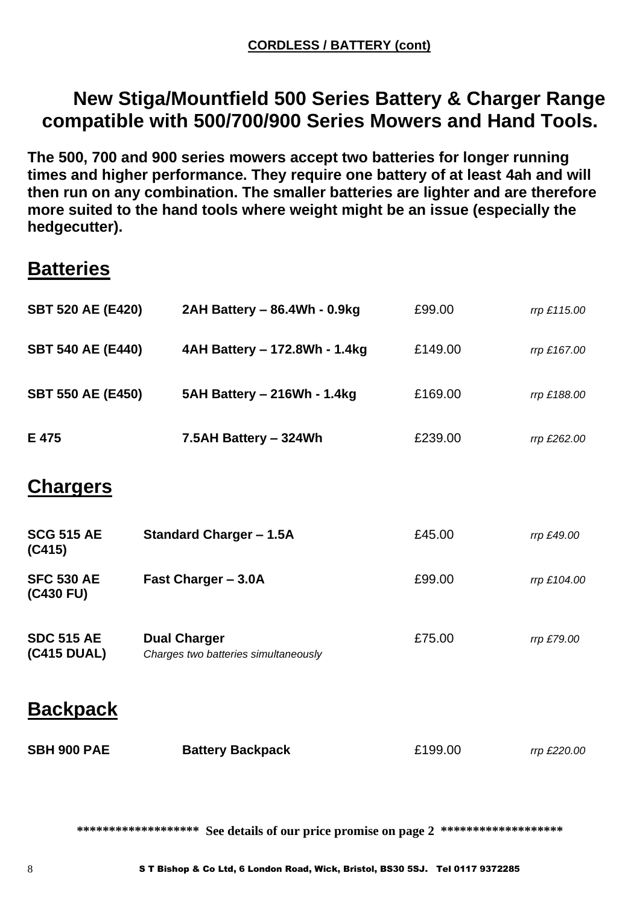**CORDLESS / BATTERY (cont)**

# New Stiga/Mountfield 500 Series Battery & Charger Range compatible with 500/700/900 Series Mowers and Hand Tools.

**The 500, 700 and 900 series mowers accept two batteries for longer running times and higher performance. They require one battery of at least 4ah and will then run on any combination. The smaller batteries are lighter and are therefore more suited to the hand tools where weight might be an issue (especially the hedgecutter).**

## Batteries

| | | | |
|---|---|---|---|
| **SBT 520 AE (E420)** | **2AH Battery – 86.4Wh - 0.9kg** | £99.00 | *rrp £115.00* |
| **SBT 540 AE (E440)** | **4AH Battery – 172.8Wh - 1.4kg** | £149.00 | *rrp £167.00* |
| **SBT 550 AE (E450)** | **5AH Battery – 216Wh - 1.4kg** | £169.00 | *rrp £188.00* |
| **E 475** | **7.5AH Battery – 324Wh** | £239.00 | *rrp £262.00* |

## Chargers

| | | | |
|---|---|---|---|
| **SCG 515 AE (C415)** | **Standard Charger – 1.5A** | £45.00 | *rrp £49.00* |
| **SFC 530 AE (C430 FU)** | **Fast Charger – 3.0A** | £99.00 | *rrp £104.00* |
| **SDC 515 AE (C415 DUAL)** | **Dual Charger** *Charges two batteries simultaneously* | £75.00 | *rrp £79.00* |

## Backpack

| | | | |
|---|---|---|---|
| **SBH 900 PAE** | **Battery Backpack** | £199.00 | *rrp £220.00* |

**\*\*\*\*\*\*\*\*\*\*\*\*\*\*\*\*\*\* See details of our price promise on page 2 \*\*\*\*\*\*\*\*\*\*\*\*\*\*\*\*\*\***

S T Bishop & Co Ltd, 6 London Road, Wick, Bristol, BS30 5SJ. Tel 0117 9372285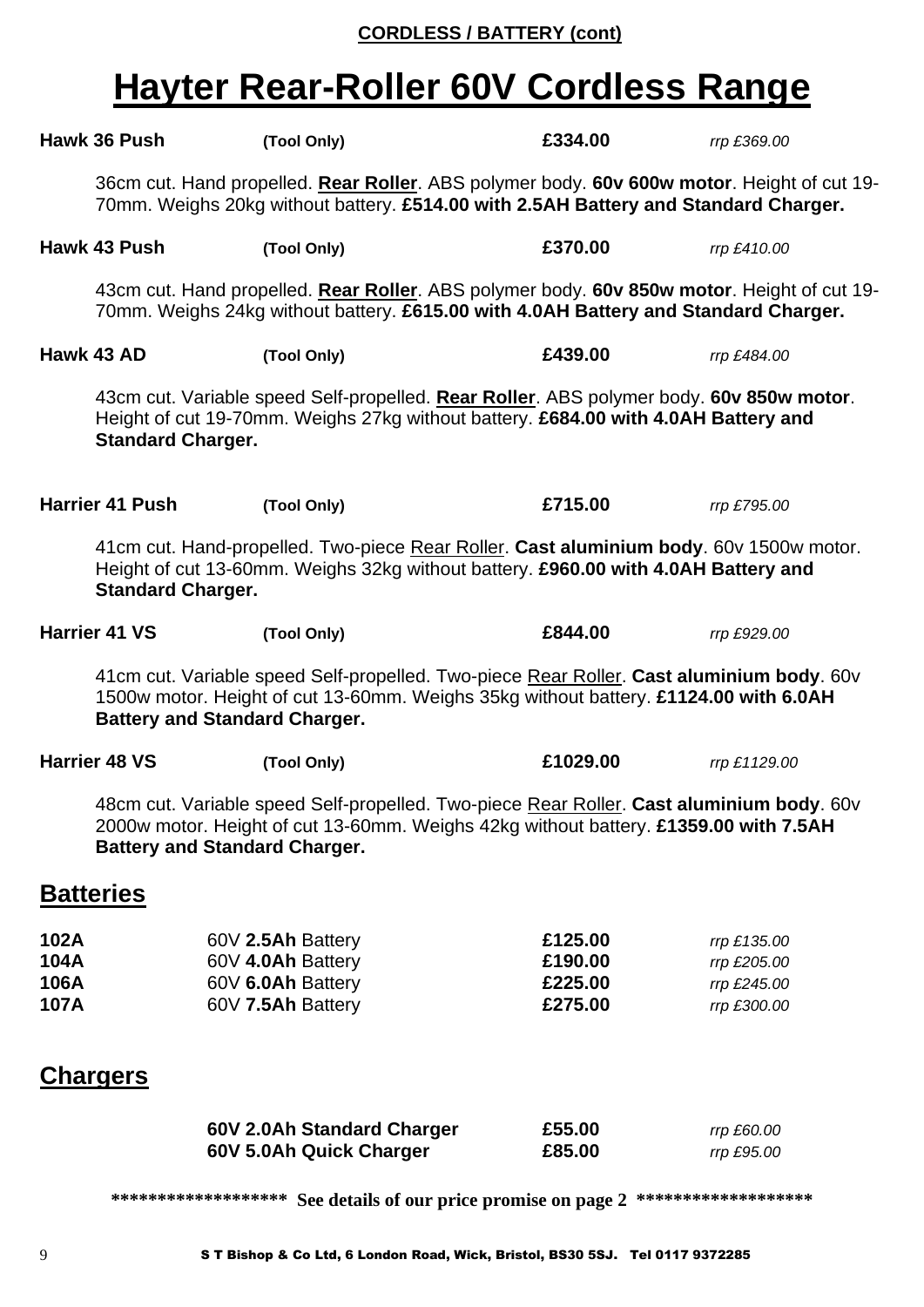**CORDLESS / BATTERY (cont)**

# Hayter Rear-Roller 60V Cordless Range

| | | | |
|---|---|---|---|
| **Hawk 36 Push** | **(Tool Only)** | **£334.00** | *rrp £369.00* |

36cm cut. Hand propelled. **Rear Roller**. ABS polymer body. **60v 600w motor**. Height of cut 19-70mm. Weighs 20kg without battery. **£514.00 with 2.5AH Battery and Standard Charger.**

| | | | |
|---|---|---|---|
| **Hawk 43 Push** | **(Tool Only)** | **£370.00** | *rrp £410.00* |

43cm cut. Hand propelled. **Rear Roller**. ABS polymer body. **60v 850w motor**. Height of cut 19-70mm. Weighs 24kg without battery. **£615.00 with 4.0AH Battery and Standard Charger.**

| | | | |
|---|---|---|---|
| **Hawk 43 AD** | **(Tool Only)** | **£439.00** | *rrp £484.00* |

43cm cut. Variable speed Self-propelled. **Rear Roller**. ABS polymer body. **60v 850w motor**. Height of cut 19-70mm. Weighs 27kg without battery. **£684.00 with 4.0AH Battery and Standard Charger.**

| | | | |
|---|---|---|---|
| **Harrier 41 Push** | **(Tool Only)** | **£715.00** | *rrp £795.00* |

41cm cut. Hand-propelled. Two-piece Rear Roller. **Cast aluminium body**. 60v 1500w motor. Height of cut 13-60mm. Weighs 32kg without battery. **£960.00 with 4.0AH Battery and Standard Charger.**

| | | | |
|---|---|---|---|
| **Harrier 41 VS** | **(Tool Only)** | **£844.00** | *rrp £929.00* |

41cm cut. Variable speed Self-propelled. Two-piece Rear Roller. **Cast aluminium body**. 60v 1500w motor. Height of cut 13-60mm. Weighs 35kg without battery. **£1124.00 with 6.0AH Battery and Standard Charger.**

| | | | |
|---|---|---|---|
| **Harrier 48 VS** | **(Tool Only)** | **£1029.00** | *rrp £1129.00* |

48cm cut. Variable speed Self-propelled. Two-piece Rear Roller. **Cast aluminium body**. 60v 2000w motor. Height of cut 13-60mm. Weighs 42kg without battery. **£1359.00 with 7.5AH Battery and Standard Charger.**

## Batteries

| | | | |
|---|---|---|---|
| **102A** | 60V **2.5Ah** Battery | **£125.00** | *rrp £135.00* |
| **104A** | 60V **4.0Ah** Battery | **£190.00** | *rrp £205.00* |
| **106A** | 60V **6.0Ah** Battery | **£225.00** | *rrp £245.00* |
| **107A** | 60V **7.5Ah** Battery | **£275.00** | *rrp £300.00* |

## Chargers

| | | |
|---|---|---|
| **60V 2.0Ah Standard Charger** | **£55.00** | *rrp £60.00* |
| **60V 5.0Ah Quick Charger** | **£85.00** | *rrp £95.00* |

**\*\*\*\*\*\*\*\*\*\*\*\*\*\*\*\*\*\* See details of our price promise on page 2 \*\*\*\*\*\*\*\*\*\*\*\*\*\*\*\*\*\***

S T Bishop & Co Ltd, 6 London Road, Wick, Bristol, BS30 5SJ. Tel 0117 9372285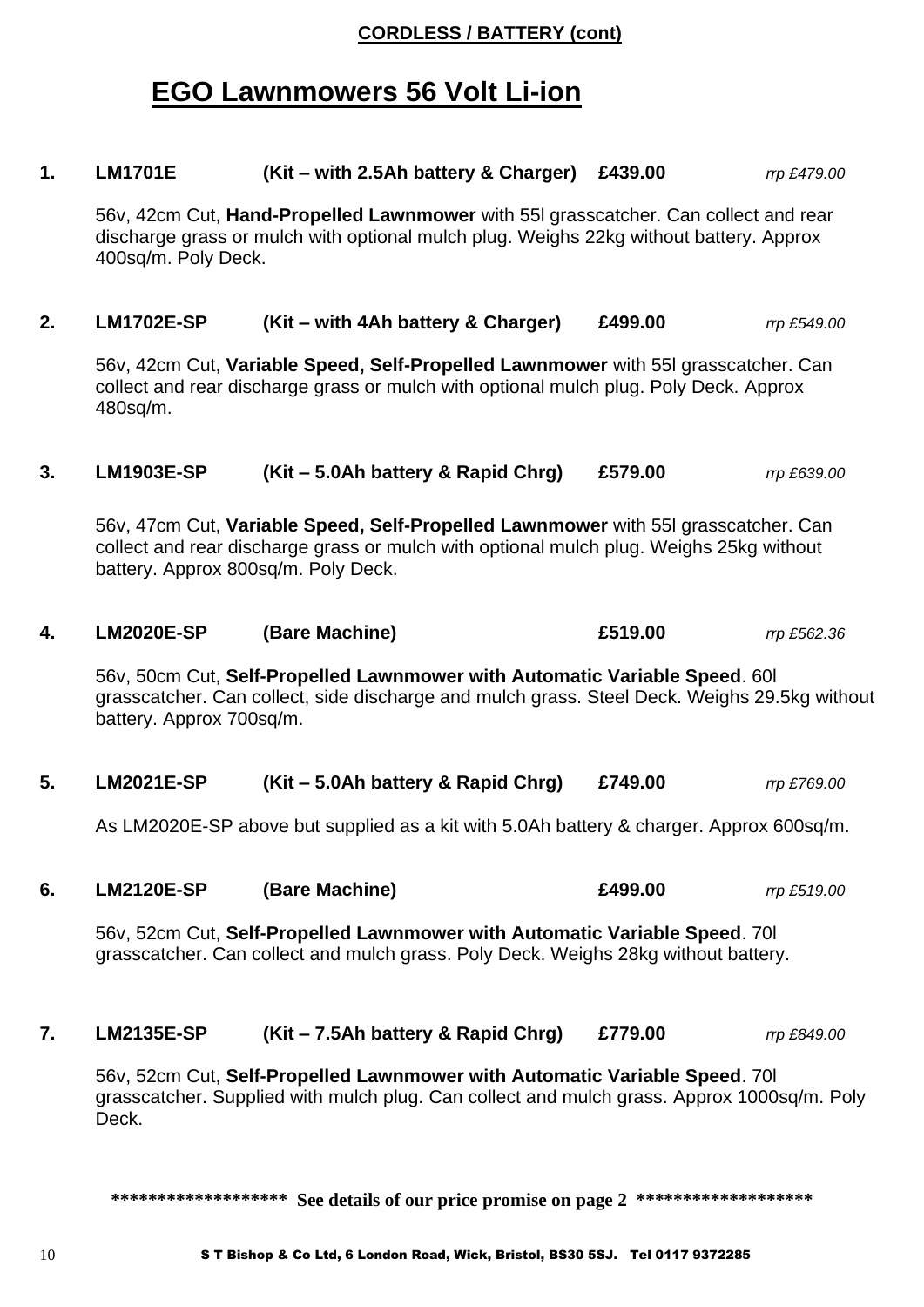**CORDLESS / BATTERY (cont)**

# EGO Lawnmowers 56 Volt Li-ion

**1. LM1701E (Kit – with 2.5Ah battery & Charger) £439.00** *rrp £479.00*

56v, 42cm Cut, **Hand-Propelled Lawnmower** with 55l grasscatcher. Can collect and rear discharge grass or mulch with optional mulch plug. Weighs 22kg without battery. Approx 400sq/m. Poly Deck.

**2. LM1702E-SP (Kit – with 4Ah battery & Charger) £499.00** *rrp £549.00*

56v, 42cm Cut, **Variable Speed, Self-Propelled Lawnmower** with 55l grasscatcher. Can collect and rear discharge grass or mulch with optional mulch plug. Poly Deck. Approx 480sq/m.

**3. LM1903E-SP (Kit – 5.0Ah battery & Rapid Chrg) £579.00** *rrp £639.00*

56v, 47cm Cut, **Variable Speed, Self-Propelled Lawnmower** with 55l grasscatcher. Can collect and rear discharge grass or mulch with optional mulch plug. Weighs 25kg without battery. Approx 800sq/m. Poly Deck.

**4. LM2020E-SP (Bare Machine) £519.00** *rrp £562.36*

56v, 50cm Cut, **Self-Propelled Lawnmower with Automatic Variable Speed**. 60l grasscatcher. Can collect, side discharge and mulch grass. Steel Deck. Weighs 29.5kg without battery. Approx 700sq/m.

**5. LM2021E-SP (Kit – 5.0Ah battery & Rapid Chrg) £749.00** *rrp £769.00*

As LM2020E-SP above but supplied as a kit with 5.0Ah battery & charger. Approx 600sq/m.

**6. LM2120E-SP (Bare Machine) £499.00** *rrp £519.00*

56v, 52cm Cut, **Self-Propelled Lawnmower with Automatic Variable Speed**. 70l grasscatcher. Can collect and mulch grass. Poly Deck. Weighs 28kg without battery.

**7. LM2135E-SP (Kit – 7.5Ah battery & Rapid Chrg) £779.00** *rrp £849.00*

56v, 52cm Cut, **Self-Propelled Lawnmower with Automatic Variable Speed**. 70l grasscatcher. Supplied with mulch plug. Can collect and mulch grass. Approx 1000sq/m. Poly Deck.

**\*\*\*\*\*\*\*\*\*\*\*\*\*\*\*\*\*\* See details of our price promise on page 2 \*\*\*\*\*\*\*\*\*\*\*\*\*\*\*\*\*\***

S T Bishop & Co Ltd, 6 London Road, Wick, Bristol, BS30 5SJ. Tel 0117 9372285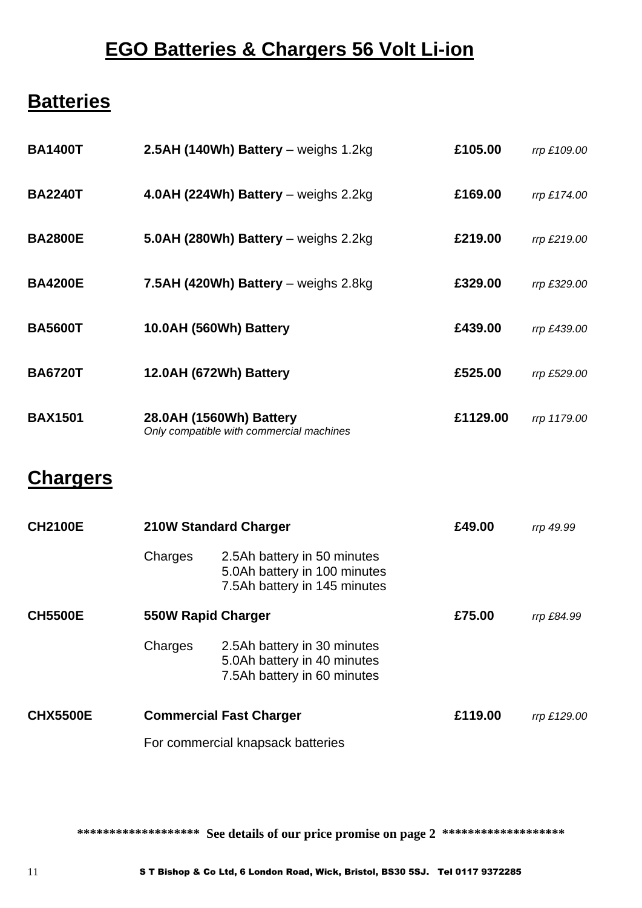# EGO Batteries & Chargers 56 Volt Li-ion

## Batteries

| | | | |
|---|---|---|---|
| **BA1400T** | **2.5AH (140Wh) Battery** – weighs 1.2kg | **£105.00** | *rrp £109.00* |
| **BA2240T** | **4.0AH (224Wh) Battery** – weighs 2.2kg | **£169.00** | *rrp £174.00* |
| **BA2800E** | **5.0AH (280Wh) Battery** – weighs 2.2kg | **£219.00** | *rrp £219.00* |
| **BA4200E** | **7.5AH (420Wh) Battery** – weighs 2.8kg | **£329.00** | *rrp £329.00* |
| **BA5600T** | **10.0AH (560Wh) Battery** | **£439.00** | *rrp £439.00* |
| **BA6720T** | **12.0AH (672Wh) Battery** | **£525.00** | *rrp £529.00* |
| **BAX1501** | **28.0AH (1560Wh) Battery** *Only compatible with commercial machines* | **£1129.00** | *rrp 1179.00* |

## Chargers

**CH2100E** — **210W Standard Charger** — **£49.00** — *rrp 49.99*

Charges
- 2.5Ah battery in 50 minutes
- 5.0Ah battery in 100 minutes
- 7.5Ah battery in 145 minutes

**CH5500E** — **550W Rapid Charger** — **£75.00** — *rrp £84.99*

Charges
- 2.5Ah battery in 30 minutes
- 5.0Ah battery in 40 minutes
- 7.5Ah battery in 60 minutes

**CHX5500E** — **Commercial Fast Charger** — **£119.00** — *rrp £129.00*

For commercial knapsack batteries

****************** **See details of our price promise on page 2** ******************

S T Bishop & Co Ltd, 6 London Road, Wick, Bristol, BS30 5SJ. Tel 0117 9372285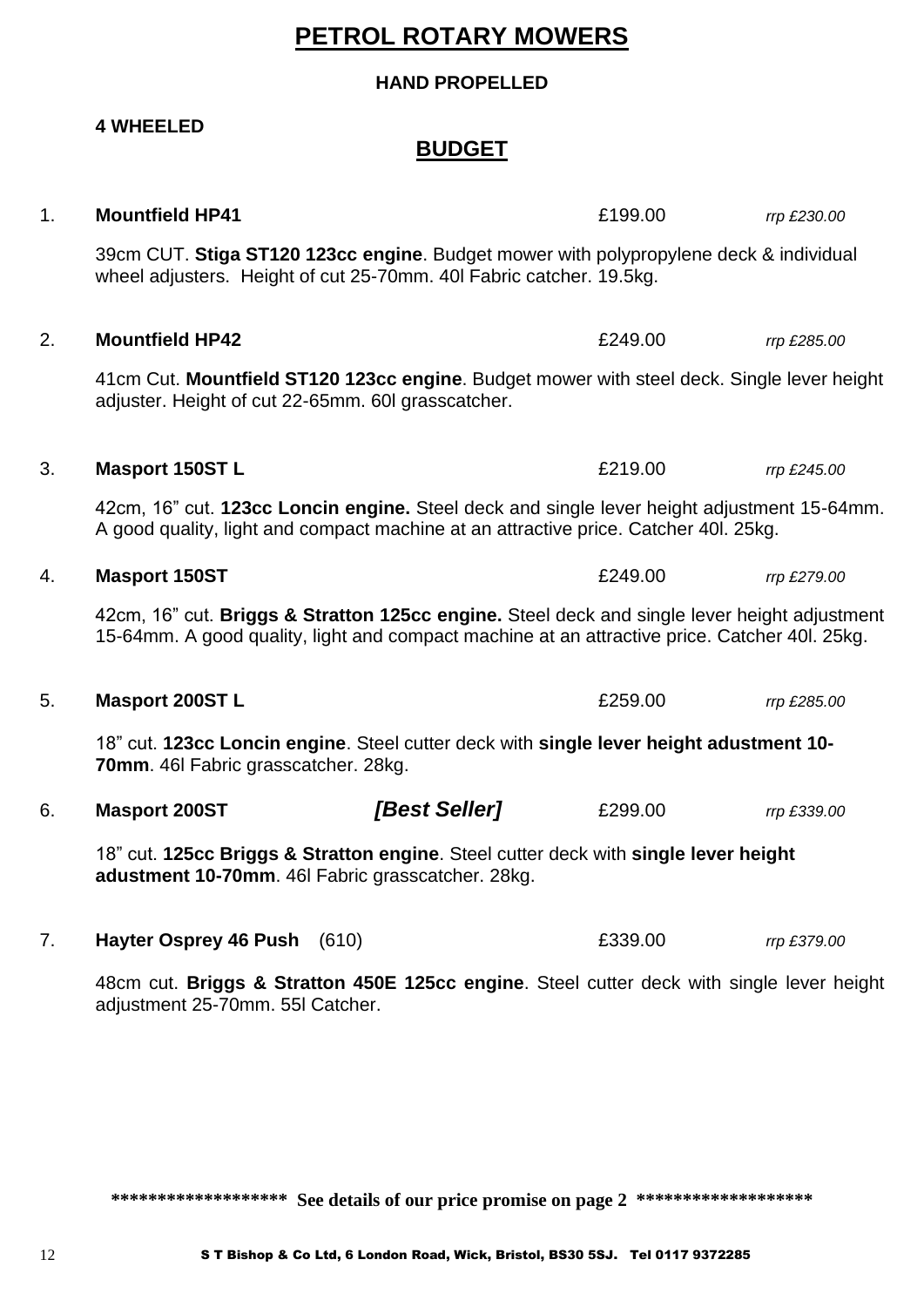# PETROL ROTARY MOWERS

**HAND PROPELLED**

**4 WHEELED**

## BUDGET

1. **Mountfield HP41** £199.00 *rrp £230.00*

   39cm CUT. **Stiga ST120 123cc engine**. Budget mower with polypropylene deck & individual wheel adjusters. Height of cut 25-70mm. 40l Fabric catcher. 19.5kg.

2. **Mountfield HP42** £249.00 *rrp £285.00*

   41cm Cut. **Mountfield ST120 123cc engine**. Budget mower with steel deck. Single lever height adjuster. Height of cut 22-65mm. 60l grasscatcher.

3. **Masport 150ST L** £219.00 *rrp £245.00*

   42cm, 16" cut. **123cc Loncin engine.** Steel deck and single lever height adjustment 15-64mm. A good quality, light and compact machine at an attractive price. Catcher 40l. 25kg.

4. **Masport 150ST** £249.00 *rrp £279.00*

   42cm, 16" cut. **Briggs & Stratton 125cc engine.** Steel deck and single lever height adjustment 15-64mm. A good quality, light and compact machine at an attractive price. Catcher 40l. 25kg.

5. **Masport 200ST L** £259.00 *rrp £285.00*

   18" cut. **123cc Loncin engine**. Steel cutter deck with **single lever height adustment 10-70mm**. 46l Fabric grasscatcher. 28kg.

6. **Masport 200ST** ***[Best Seller]*** £299.00 *rrp £339.00*

   18" cut. **125cc Briggs & Stratton engine**. Steel cutter deck with **single lever height adustment 10-70mm**. 46l Fabric grasscatcher. 28kg.

7. **Hayter Osprey 46 Push** (610) £339.00 *rrp £379.00*

   48cm cut. **Briggs & Stratton 450E 125cc engine**. Steel cutter deck with single lever height adjustment 25-70mm. 55l Catcher.

**\*\*\*\*\*\*\*\*\*\*\*\*\*\*\*\*\*\* See details of our price promise on page 2 \*\*\*\*\*\*\*\*\*\*\*\*\*\*\*\*\*\***

S T Bishop & Co Ltd, 6 London Road, Wick, Bristol, BS30 5SJ. Tel 0117 9372285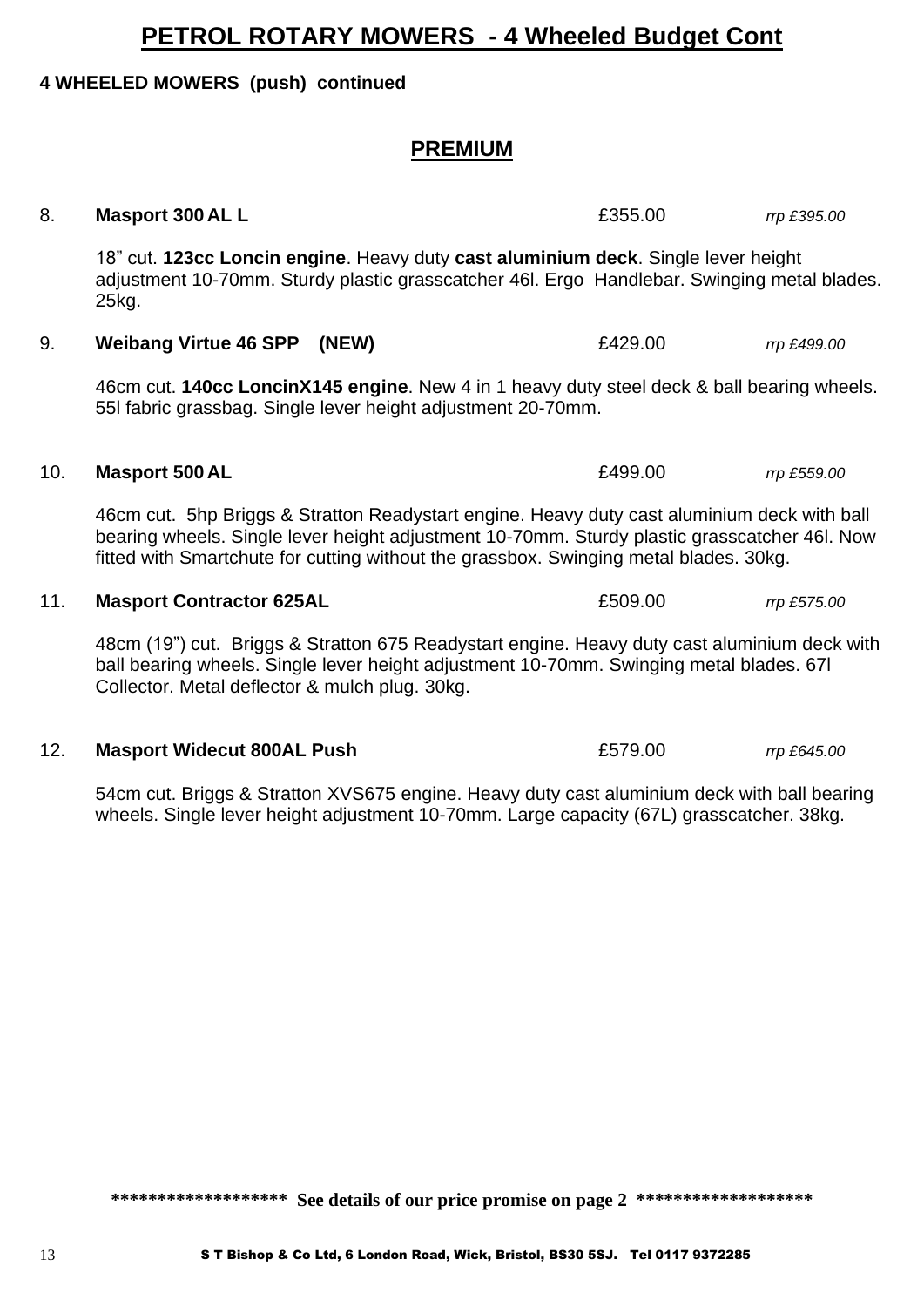# PETROL ROTARY MOWERS - 4 Wheeled Budget Cont

**4 WHEELED MOWERS (push) continued**

## PREMIUM

8. **Masport 300 AL L** £355.00 *rrp £395.00*

   18" cut. **123cc Loncin engine**. Heavy duty **cast aluminium deck**. Single lever height adjustment 10-70mm. Sturdy plastic grasscatcher 46l. Ergo Handlebar. Swinging metal blades. 25kg.

9. **Weibang Virtue 46 SPP (NEW)** £429.00 *rrp £499.00*

   46cm cut. **140cc LoncinX145 engine**. New 4 in 1 heavy duty steel deck & ball bearing wheels. 55l fabric grassbag. Single lever height adjustment 20-70mm.

10. **Masport 500 AL** £499.00 *rrp £559.00*

    46cm cut. 5hp Briggs & Stratton Readystart engine. Heavy duty cast aluminium deck with ball bearing wheels. Single lever height adjustment 10-70mm. Sturdy plastic grasscatcher 46l. Now fitted with Smartchute for cutting without the grassbox. Swinging metal blades. 30kg.

11. **Masport Contractor 625AL** £509.00 *rrp £575.00*

    48cm (19") cut. Briggs & Stratton 675 Readystart engine. Heavy duty cast aluminium deck with ball bearing wheels. Single lever height adjustment 10-70mm. Swinging metal blades. 67l Collector. Metal deflector & mulch plug. 30kg.

12. **Masport Widecut 800AL Push** £579.00 *rrp £645.00*

    54cm cut. Briggs & Stratton XVS675 engine. Heavy duty cast aluminium deck with ball bearing wheels. Single lever height adjustment 10-70mm. Large capacity (67L) grasscatcher. 38kg.

****************** **See details of our price promise on page 2** ******************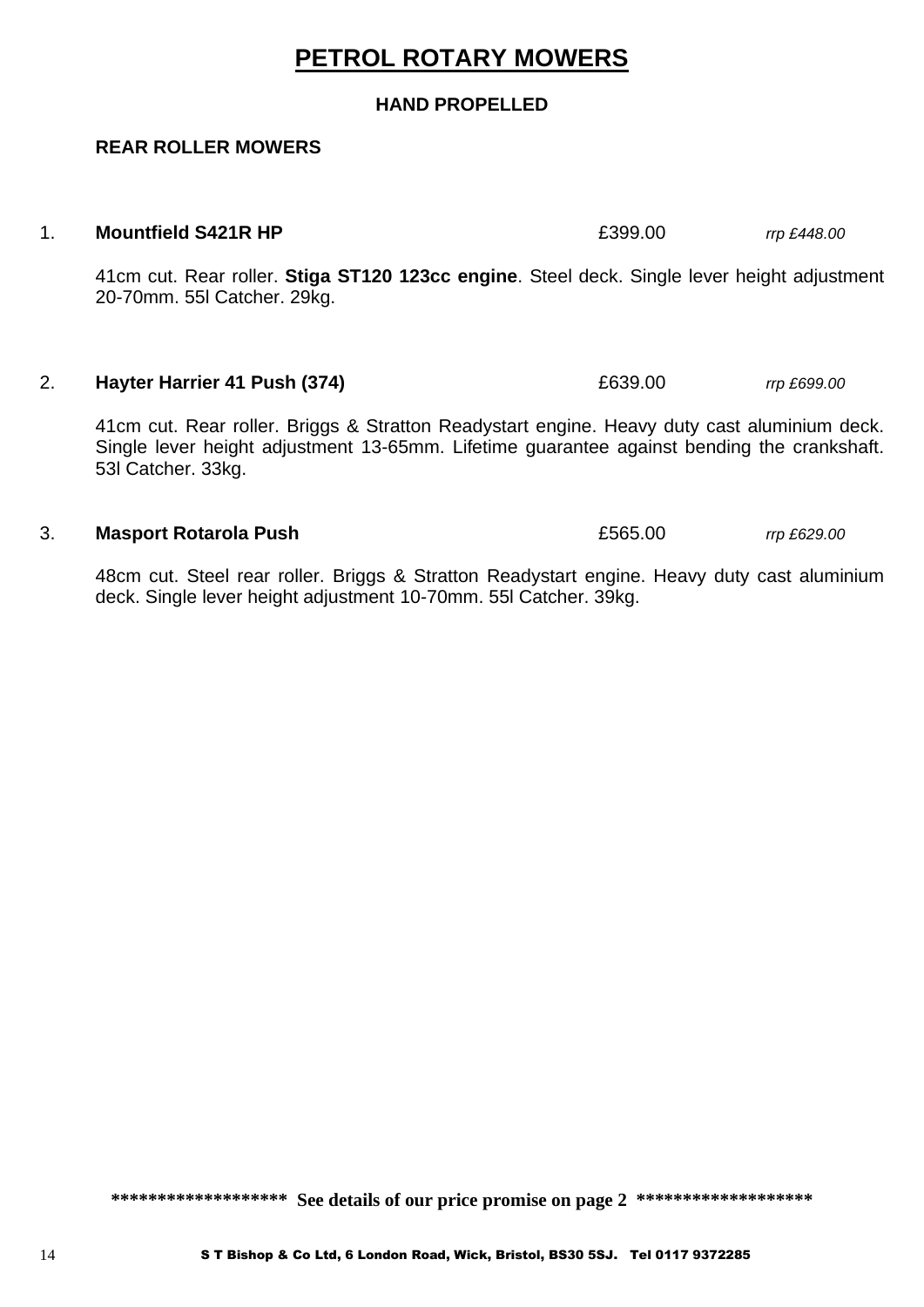# PETROL ROTARY MOWERS

### HAND PROPELLED

### REAR ROLLER MOWERS

1. **Mountfield S421R HP** £399.00 *rrp £448.00*

   41cm cut. Rear roller. **Stiga ST120 123cc engine**. Steel deck. Single lever height adjustment 20-70mm. 55l Catcher. 29kg.

2. **Hayter Harrier 41 Push (374)** £639.00 *rrp £699.00*

   41cm cut. Rear roller. Briggs & Stratton Readystart engine. Heavy duty cast aluminium deck. Single lever height adjustment 13-65mm. Lifetime guarantee against bending the crankshaft. 53l Catcher. 33kg.

3. **Masport Rotarola Push** £565.00 *rrp £629.00*

   48cm cut. Steel rear roller. Briggs & Stratton Readystart engine. Heavy duty cast aluminium deck. Single lever height adjustment 10-70mm. 55l Catcher. 39kg.

**\*\*\*\*\*\*\*\*\*\*\*\*\*\*\*\*\*\* See details of our price promise on page 2 \*\*\*\*\*\*\*\*\*\*\*\*\*\*\*\*\*\***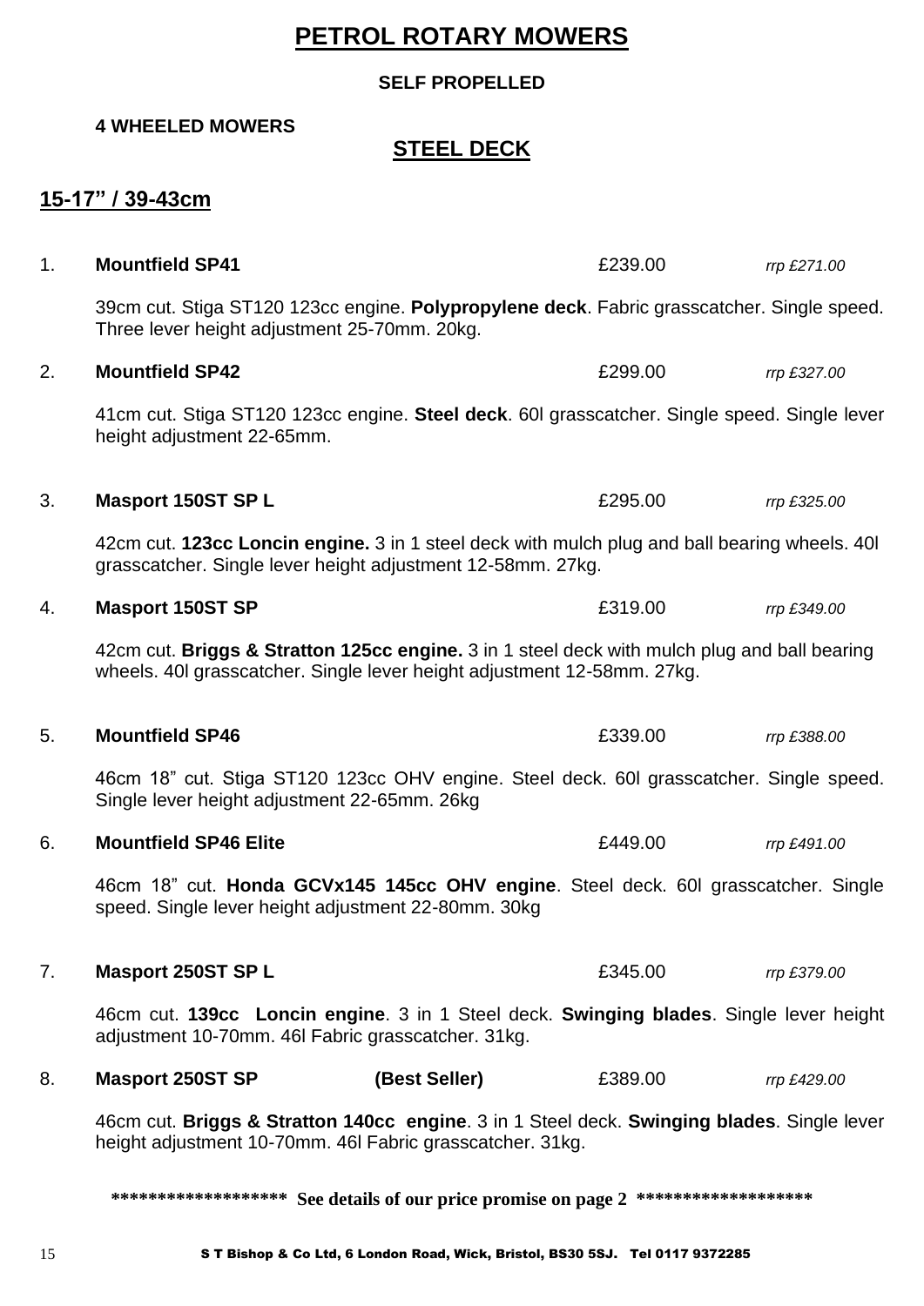# PETROL ROTARY MOWERS

**SELF PROPELLED**

**4 WHEELED MOWERS**

## STEEL DECK

## 15-17" / 39-43cm

1. **Mountfield SP41** £239.00 *rrp £271.00*

   39cm cut. Stiga ST120 123cc engine. **Polypropylene deck**. Fabric grasscatcher. Single speed. Three lever height adjustment 25-70mm. 20kg.

2. **Mountfield SP42** £299.00 *rrp £327.00*

   41cm cut. Stiga ST120 123cc engine. **Steel deck**. 60l grasscatcher. Single speed. Single lever height adjustment 22-65mm.

3. **Masport 150ST SP L** £295.00 *rrp £325.00*

   42cm cut. **123cc Loncin engine.** 3 in 1 steel deck with mulch plug and ball bearing wheels. 40l grasscatcher. Single lever height adjustment 12-58mm. 27kg.

4. **Masport 150ST SP** £319.00 *rrp £349.00*

   42cm cut. **Briggs & Stratton 125cc engine.** 3 in 1 steel deck with mulch plug and ball bearing wheels. 40l grasscatcher. Single lever height adjustment 12-58mm. 27kg.

5. **Mountfield SP46** £339.00 *rrp £388.00*

   46cm 18" cut. Stiga ST120 123cc OHV engine. Steel deck. 60l grasscatcher. Single speed. Single lever height adjustment 22-65mm. 26kg

6. **Mountfield SP46 Elite** £449.00 *rrp £491.00*

   46cm 18" cut. **Honda GCVx145 145cc OHV engine**. Steel deck. 60l grasscatcher. Single speed. Single lever height adjustment 22-80mm. 30kg

7. **Masport 250ST SP L** £345.00 *rrp £379.00*

   46cm cut. **139cc Loncin engine**. 3 in 1 Steel deck. **Swinging blades**. Single lever height adjustment 10-70mm. 46l Fabric grasscatcher. 31kg.

8. **Masport 250ST SP** **(Best Seller)** £389.00 *rrp £429.00*

   46cm cut. **Briggs & Stratton 140cc engine**. 3 in 1 Steel deck. **Swinging blades**. Single lever height adjustment 10-70mm. 46l Fabric grasscatcher. 31kg.

**\*\*\*\*\*\*\*\*\*\*\*\*\*\*\*\*\*\*\* See details of our price promise on page 2 \*\*\*\*\*\*\*\*\*\*\*\*\*\*\*\*\*\*\***

S T Bishop & Co Ltd, 6 London Road, Wick, Bristol, BS30 5SJ. Tel 0117 9372285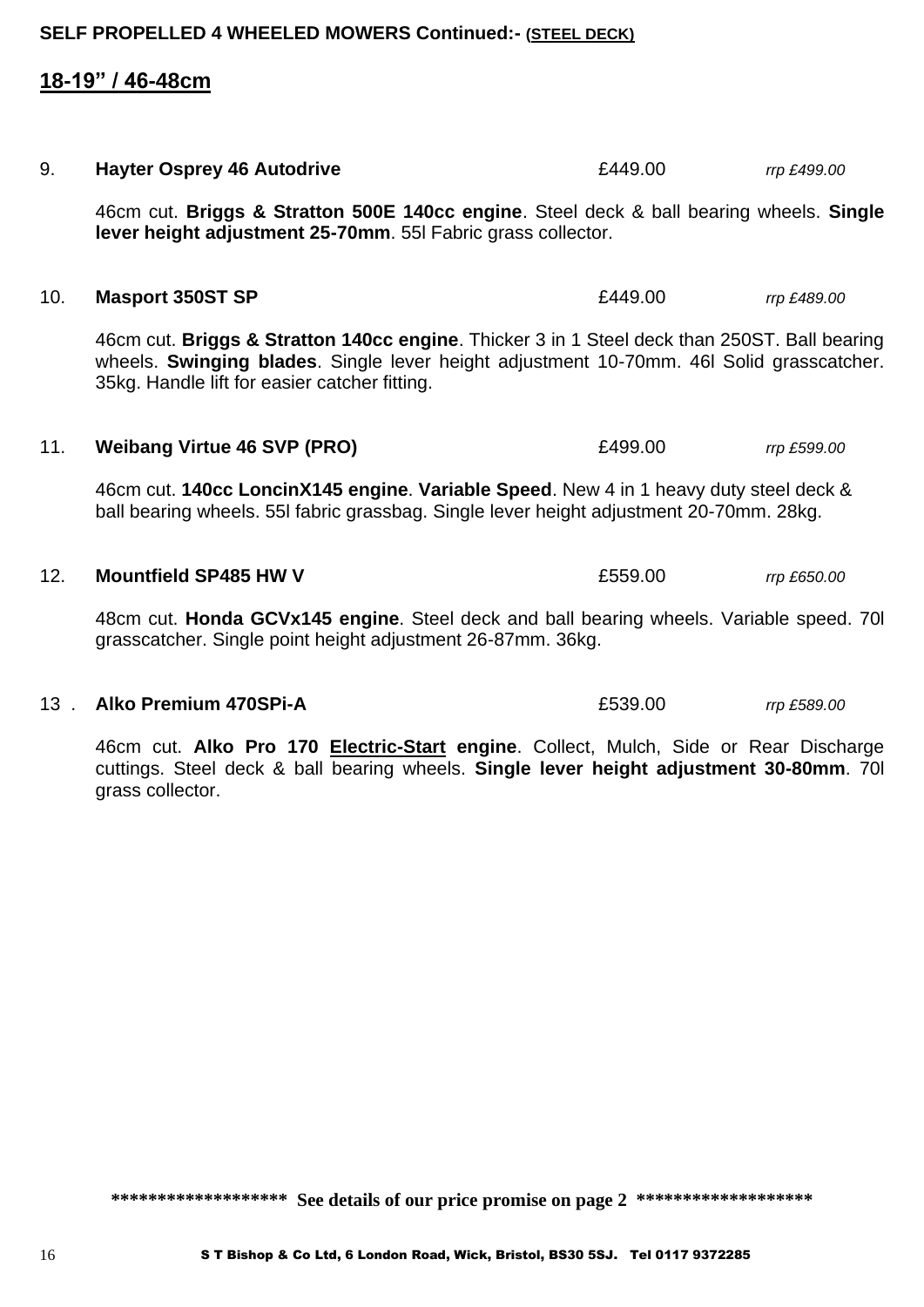**SELF PROPELLED 4 WHEELED MOWERS Continued:- (STEEL DECK)**

## 18-19" / 46-48cm

9. **Hayter Osprey 46 Autodrive** £449.00 *rrp £499.00*

   46cm cut. **Briggs & Stratton 500E 140cc engine**. Steel deck & ball bearing wheels. **Single lever height adjustment 25-70mm**. 55l Fabric grass collector.

10. **Masport 350ST SP** £449.00 *rrp £489.00*

    46cm cut. **Briggs & Stratton 140cc engine**. Thicker 3 in 1 Steel deck than 250ST. Ball bearing wheels. **Swinging blades**. Single lever height adjustment 10-70mm. 46l Solid grasscatcher. 35kg. Handle lift for easier catcher fitting.

11. **Weibang Virtue 46 SVP (PRO)** £499.00 *rrp £599.00*

    46cm cut. **140cc LoncinX145 engine**. **Variable Speed**. New 4 in 1 heavy duty steel deck & ball bearing wheels. 55l fabric grassbag. Single lever height adjustment 20-70mm. 28kg.

12. **Mountfield SP485 HW V** £559.00 *rrp £650.00*

    48cm cut. **Honda GCVx145 engine**. Steel deck and ball bearing wheels. Variable speed. 70l grasscatcher. Single point height adjustment 26-87mm. 36kg.

13. **Alko Premium 470SPi-A** £539.00 *rrp £589.00*

    46cm cut. **Alko Pro 170 Electric-Start engine**. Collect, Mulch, Side or Rear Discharge cuttings. Steel deck & ball bearing wheels. **Single lever height adjustment 30-80mm**. 70l grass collector.

****************** **See details of our price promise on page 2** ******************

S T Bishop & Co Ltd, 6 London Road, Wick, Bristol, BS30 5SJ. Tel 0117 9372285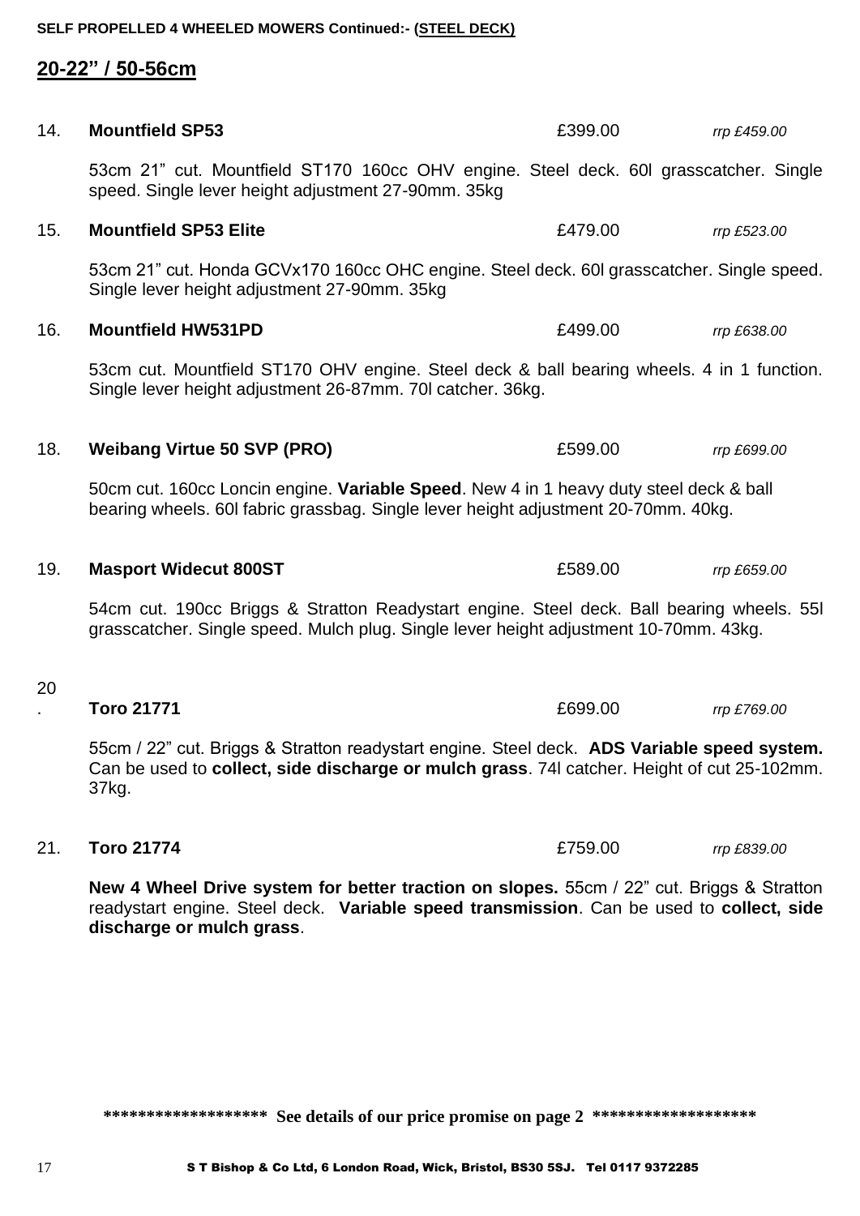**SELF PROPELLED 4 WHEELED MOWERS Continued:- (STEEL DECK)**

## 20-22" / 50-56cm

14. **Mountfield SP53** £399.00 *rrp £459.00*

53cm 21" cut. Mountfield ST170 160cc OHV engine. Steel deck. 60l grasscatcher. Single speed. Single lever height adjustment 27-90mm. 35kg

15. **Mountfield SP53 Elite** £479.00 *rrp £523.00*

53cm 21" cut. Honda GCVx170 160cc OHC engine. Steel deck. 60l grasscatcher. Single speed. Single lever height adjustment 27-90mm. 35kg

16. **Mountfield HW531PD** £499.00 *rrp £638.00*

53cm cut. Mountfield ST170 OHV engine. Steel deck & ball bearing wheels. 4 in 1 function. Single lever height adjustment 26-87mm. 70l catcher. 36kg.

18. **Weibang Virtue 50 SVP (PRO)** £599.00 *rrp £699.00*

50cm cut. 160cc Loncin engine. **Variable Speed**. New 4 in 1 heavy duty steel deck & ball bearing wheels. 60l fabric grassbag. Single lever height adjustment 20-70mm. 40kg.

19. **Masport Widecut 800ST** £589.00 *rrp £659.00*

54cm cut. 190cc Briggs & Stratton Readystart engine. Steel deck. Ball bearing wheels. 55l grasscatcher. Single speed. Mulch plug. Single lever height adjustment 10-70mm. 43kg.

20. **Toro 21771** £699.00 *rrp £769.00*

55cm / 22" cut. Briggs & Stratton readystart engine. Steel deck. **ADS Variable speed system.** Can be used to **collect, side discharge or mulch grass**. 74l catcher. Height of cut 25-102mm. 37kg.

21. **Toro 21774** £759.00 *rrp £839.00*

**New 4 Wheel Drive system for better traction on slopes.** 55cm / 22" cut. Briggs & Stratton readystart engine. Steel deck. **Variable speed transmission**. Can be used to **collect, side discharge or mulch grass**.

**\*\*\*\*\*\*\*\*\*\*\*\*\*\*\*\*\*\* See details of our price promise on page 2 \*\*\*\*\*\*\*\*\*\*\*\*\*\*\*\*\*\***

S T Bishop & Co Ltd, 6 London Road, Wick, Bristol, BS30 5SJ. Tel 0117 9372285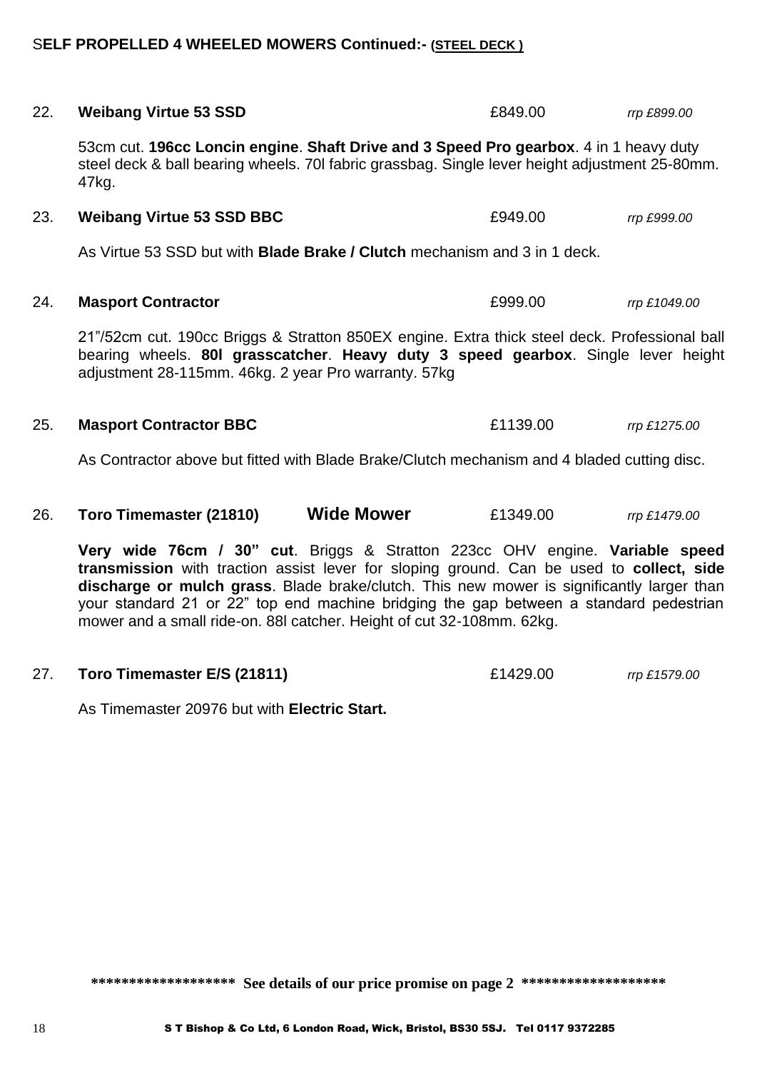## SELF PROPELLED 4 WHEELED MOWERS Continued:- (STEEL DECK )

22. **Weibang Virtue 53 SSD** £849.00 *rrp £899.00*

53cm cut. **196cc Loncin engine**. **Shaft Drive and 3 Speed Pro gearbox**. 4 in 1 heavy duty steel deck & ball bearing wheels. 70l fabric grassbag. Single lever height adjustment 25-80mm. 47kg.

23. **Weibang Virtue 53 SSD BBC** £949.00 *rrp £999.00*

As Virtue 53 SSD but with **Blade Brake / Clutch** mechanism and 3 in 1 deck.

24. **Masport Contractor** £999.00 *rrp £1049.00*

21"/52cm cut. 190cc Briggs & Stratton 850EX engine. Extra thick steel deck. Professional ball bearing wheels. **80l grasscatcher**. **Heavy duty 3 speed gearbox**. Single lever height adjustment 28-115mm. 46kg. 2 year Pro warranty. 57kg

25. **Masport Contractor BBC** £1139.00 *rrp £1275.00*

As Contractor above but fitted with Blade Brake/Clutch mechanism and 4 bladed cutting disc.

26. **Toro Timemaster (21810)** **Wide Mower** £1349.00 *rrp £1479.00*

**Very wide 76cm / 30" cut**. Briggs & Stratton 223cc OHV engine. **Variable speed transmission** with traction assist lever for sloping ground. Can be used to **collect, side discharge or mulch grass**. Blade brake/clutch. This new mower is significantly larger than your standard 21 or 22" top end machine bridging the gap between a standard pedestrian mower and a small ride-on. 88l catcher. Height of cut 32-108mm. 62kg.

27. **Toro Timemaster E/S (21811)** £1429.00 *rrp £1579.00*

As Timemaster 20976 but with **Electric Start.**

****************** **See details of our price promise on page 2** ******************

S T Bishop & Co Ltd, 6 London Road, Wick, Bristol, BS30 5SJ. Tel 0117 9372285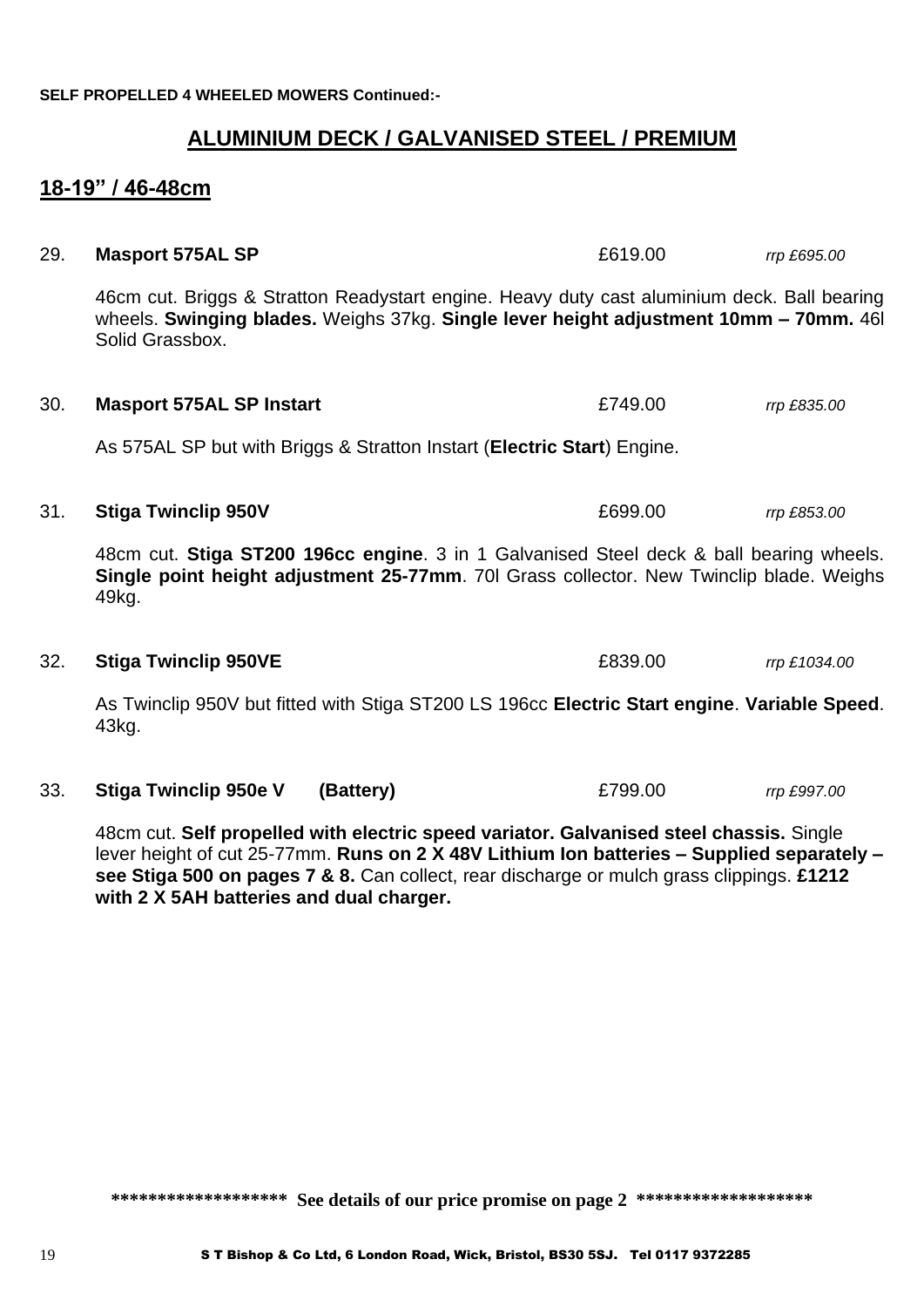**SELF PROPELLED 4 WHEELED MOWERS Continued:-**

## ALUMINIUM DECK / GALVANISED STEEL / PREMIUM

## 18-19" / 46-48cm

29. **Masport 575AL SP** £619.00 *rrp £695.00*

46cm cut. Briggs & Stratton Readystart engine. Heavy duty cast aluminium deck. Ball bearing wheels. **Swinging blades.** Weighs 37kg. **Single lever height adjustment 10mm – 70mm.** 46l Solid Grassbox.

30. **Masport 575AL SP Instart** £749.00 *rrp £835.00*

As 575AL SP but with Briggs & Stratton Instart (**Electric Start**) Engine.

31. **Stiga Twinclip 950V** £699.00 *rrp £853.00*

48cm cut. **Stiga ST200 196cc engine**. 3 in 1 Galvanised Steel deck & ball bearing wheels. **Single point height adjustment 25-77mm**. 70l Grass collector. New Twinclip blade. Weighs 49kg.

32. **Stiga Twinclip 950VE** £839.00 *rrp £1034.00*

As Twinclip 950V but fitted with Stiga ST200 LS 196cc **Electric Start engine**. **Variable Speed**. 43kg.

33. **Stiga Twinclip 950e V (Battery)** £799.00 *rrp £997.00*

48cm cut. **Self propelled with electric speed variator. Galvanised steel chassis.** Single lever height of cut 25-77mm. **Runs on 2 X 48V Lithium Ion batteries – Supplied separately – see Stiga 500 on pages 7 & 8.** Can collect, rear discharge or mulch grass clippings. **£1212 with 2 X 5AH batteries and dual charger.**

****************** **See details of our price promise on page 2** ******************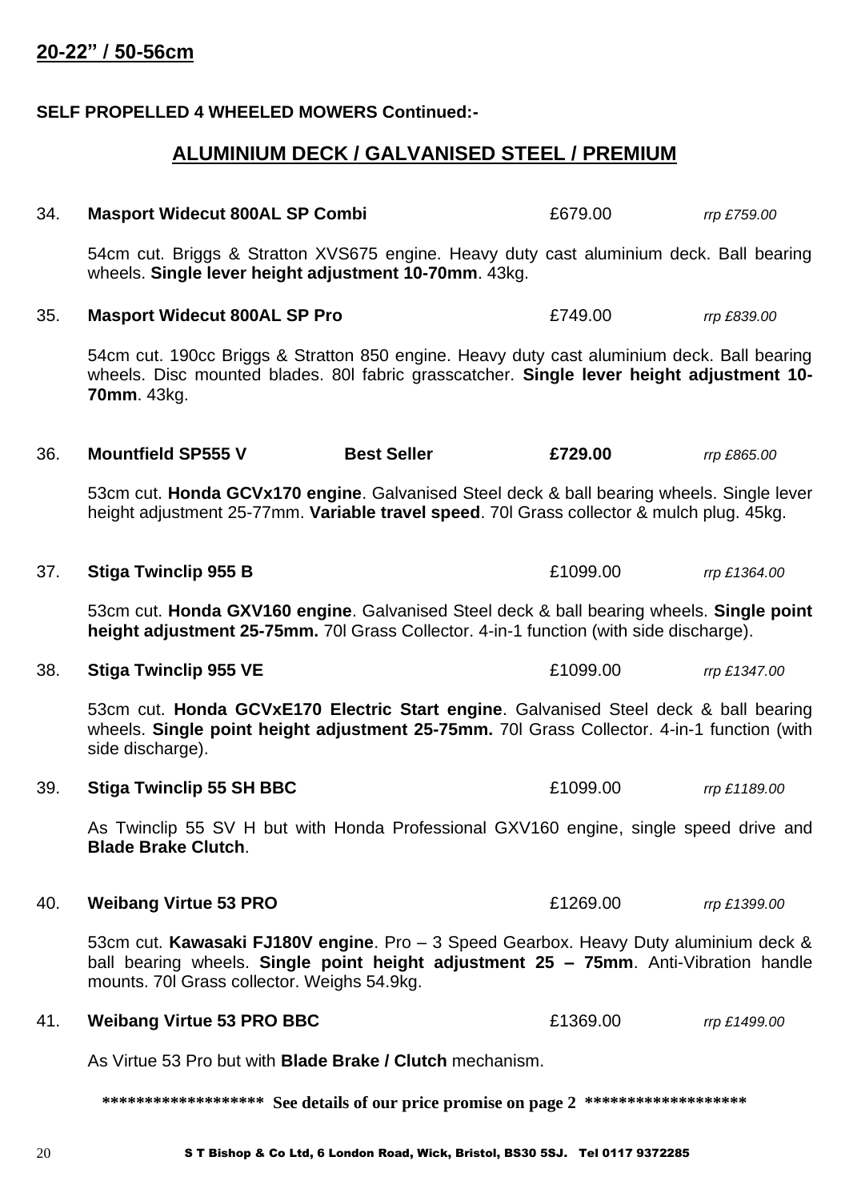## 20-22” / 50-56cm

**SELF PROPELLED 4 WHEELED MOWERS Continued:-**

## ALUMINIUM DECK / GALVANISED STEEL / PREMIUM

34. **Masport Widecut 800AL SP Combi** £679.00 *rrp £759.00*

54cm cut. Briggs & Stratton XVS675 engine. Heavy duty cast aluminium deck. Ball bearing wheels. **Single lever height adjustment 10-70mm**. 43kg.

35. **Masport Widecut 800AL SP Pro** £749.00 *rrp £839.00*

54cm cut. 190cc Briggs & Stratton 850 engine. Heavy duty cast aluminium deck. Ball bearing wheels. Disc mounted blades. 80l fabric grasscatcher. **Single lever height adjustment 10-70mm**. 43kg.

36. **Mountfield SP555 V** **Best Seller** **£729.00** *rrp £865.00*

53cm cut. **Honda GCVx170 engine**. Galvanised Steel deck & ball bearing wheels. Single lever height adjustment 25-77mm. **Variable travel speed**. 70l Grass collector & mulch plug. 45kg.

37. **Stiga Twinclip 955 B** £1099.00 *rrp £1364.00*

53cm cut. **Honda GXV160 engine**. Galvanised Steel deck & ball bearing wheels. **Single point height adjustment 25-75mm.** 70l Grass Collector. 4-in-1 function (with side discharge).

38. **Stiga Twinclip 955 VE** £1099.00 *rrp £1347.00*

53cm cut. **Honda GCVxE170 Electric Start engine**. Galvanised Steel deck & ball bearing wheels. **Single point height adjustment 25-75mm.** 70l Grass Collector. 4-in-1 function (with side discharge).

39. **Stiga Twinclip 55 SH BBC** £1099.00 *rrp £1189.00*

As Twinclip 55 SV H but with Honda Professional GXV160 engine, single speed drive and **Blade Brake Clutch**.

40. **Weibang Virtue 53 PRO** £1269.00 *rrp £1399.00*

53cm cut. **Kawasaki FJ180V engine**. Pro – 3 Speed Gearbox. Heavy Duty aluminium deck & ball bearing wheels. **Single point height adjustment 25 – 75mm**. Anti-Vibration handle mounts. 70l Grass collector. Weighs 54.9kg.

41. **Weibang Virtue 53 PRO BBC** £1369.00 *rrp £1499.00*

As Virtue 53 Pro but with **Blade Brake / Clutch** mechanism.

******************  **See details of our price promise on page 2**  *****************

S T Bishop & Co Ltd, 6 London Road, Wick, Bristol, BS30 5SJ. Tel 0117 9372285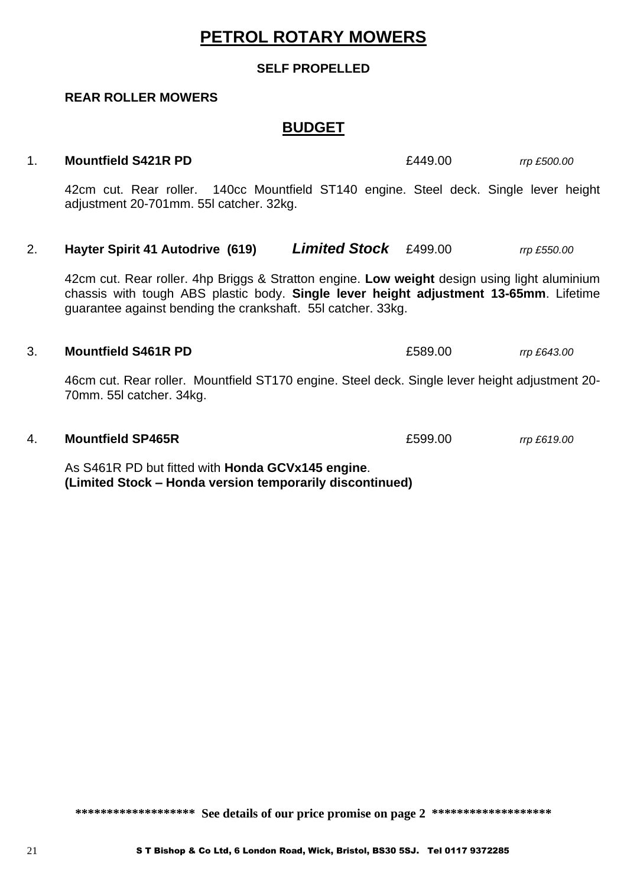# PETROL ROTARY MOWERS

**SELF PROPELLED**

**REAR ROLLER MOWERS**

## BUDGET

1. **Mountfield S421R PD** £449.00 *rrp £500.00*

   42cm cut. Rear roller. 140cc Mountfield ST140 engine. Steel deck. Single lever height adjustment 20-701mm. 55l catcher. 32kg.

2. **Hayter Spirit 41 Autodrive (619)** ***Limited Stock*** £499.00 *rrp £550.00*

   42cm cut. Rear roller. 4hp Briggs & Stratton engine. **Low weight** design using light aluminium chassis with tough ABS plastic body. **Single lever height adjustment 13-65mm**. Lifetime guarantee against bending the crankshaft. 55l catcher. 33kg.

3. **Mountfield S461R PD** £589.00 *rrp £643.00*

   46cm cut. Rear roller. Mountfield ST170 engine. Steel deck. Single lever height adjustment 20-70mm. 55l catcher. 34kg.

4. **Mountfield SP465R** £599.00 *rrp £619.00*

   As S461R PD but fitted with **Honda GCVx145 engine**.
   **(Limited Stock – Honda version temporarily discontinued)**

**\*\*\*\*\*\*\*\*\*\*\*\*\*\*\*\*\*\* See details of our price promise on page 2 \*\*\*\*\*\*\*\*\*\*\*\*\*\*\*\*\*\***

S T Bishop & Co Ltd, 6 London Road, Wick, Bristol, BS30 5SJ. Tel 0117 9372285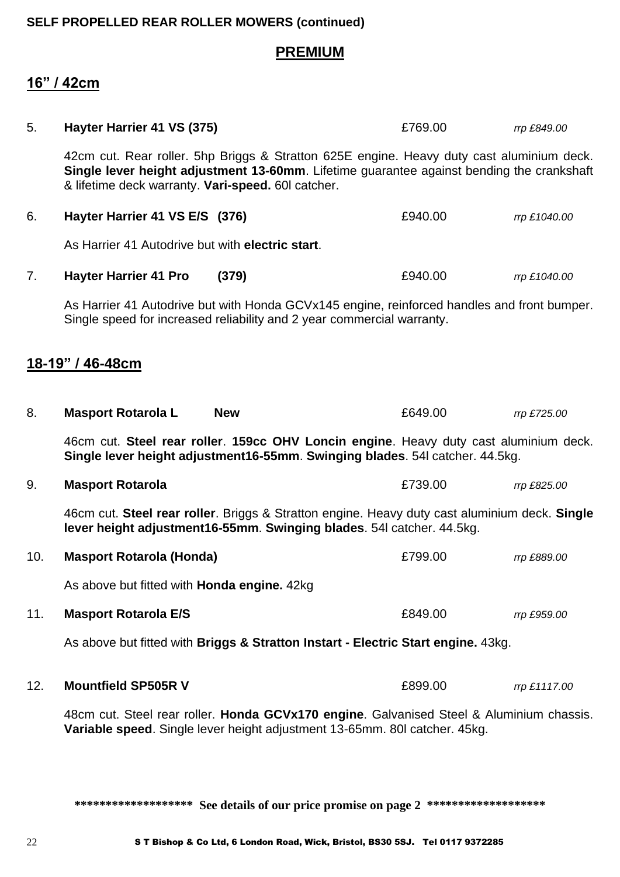**SELF PROPELLED REAR ROLLER MOWERS (continued)**

## PREMIUM

### 16" / 42cm

5. **Hayter Harrier 41 VS (375)** £769.00 *rrp £849.00*

   42cm cut. Rear roller. 5hp Briggs & Stratton 625E engine. Heavy duty cast aluminium deck. **Single lever height adjustment 13-60mm**. Lifetime guarantee against bending the crankshaft & lifetime deck warranty. **Vari-speed.** 60l catcher.

6. **Hayter Harrier 41 VS E/S (376)** £940.00 *rrp £1040.00*

   As Harrier 41 Autodrive but with **electric start**.

7. **Hayter Harrier 41 Pro (379)** £940.00 *rrp £1040.00*

   As Harrier 41 Autodrive but with Honda GCVx145 engine, reinforced handles and front bumper. Single speed for increased reliability and 2 year commercial warranty.

### 18-19" / 46-48cm

8. **Masport Rotarola L New** £649.00 *rrp £725.00*

   46cm cut. **Steel rear roller**. **159cc OHV Loncin engine**. Heavy duty cast aluminium deck. **Single lever height adjustment16-55mm**. **Swinging blades**. 54l catcher. 44.5kg.

9. **Masport Rotarola** £739.00 *rrp £825.00*

   46cm cut. **Steel rear roller**. Briggs & Stratton engine. Heavy duty cast aluminium deck. **Single lever height adjustment16-55mm**. **Swinging blades**. 54l catcher. 44.5kg.

10. **Masport Rotarola (Honda)** £799.00 *rrp £889.00*

    As above but fitted with **Honda engine.** 42kg

11. **Masport Rotarola E/S** £849.00 *rrp £959.00*

    As above but fitted with **Briggs & Stratton Instart - Electric Start engine.** 43kg.

12. **Mountfield SP505R V** £899.00 *rrp £1117.00*

    48cm cut. Steel rear roller. **Honda GCVx170 engine**. Galvanised Steel & Aluminium chassis. **Variable speed**. Single lever height adjustment 13-65mm. 80l catcher. 45kg.

****************** **See details of our price promise on page 2** ******************

S T Bishop & Co Ltd, 6 London Road, Wick, Bristol, BS30 5SJ. Tel 0117 9372285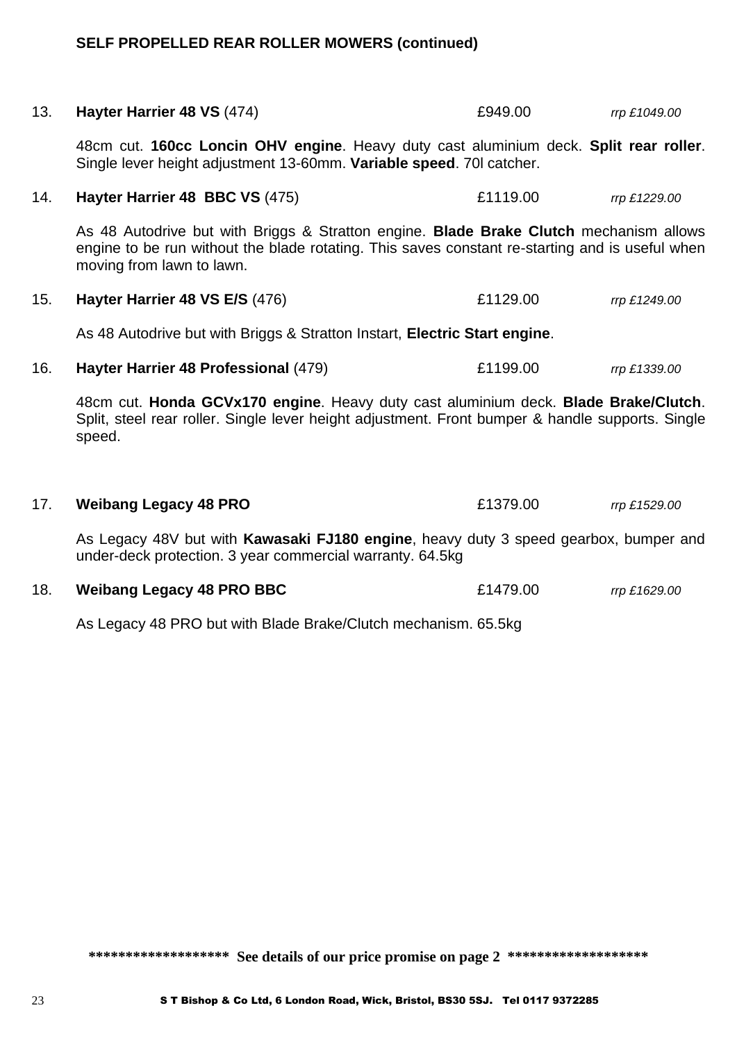**SELF PROPELLED REAR ROLLER MOWERS (continued)**

13. **Hayter Harrier 48 VS** (474) £949.00 *rrp £1049.00*

    48cm cut. **160cc Loncin OHV engine**. Heavy duty cast aluminium deck. **Split rear roller**. Single lever height adjustment 13-60mm. **Variable speed**. 70l catcher.

14. **Hayter Harrier 48 BBC VS** (475) £1119.00 *rrp £1229.00*

    As 48 Autodrive but with Briggs & Stratton engine. **Blade Brake Clutch** mechanism allows engine to be run without the blade rotating. This saves constant re-starting and is useful when moving from lawn to lawn.

15. **Hayter Harrier 48 VS E/S** (476) £1129.00 *rrp £1249.00*

    As 48 Autodrive but with Briggs & Stratton Instart, **Electric Start engine**.

16. **Hayter Harrier 48 Professional** (479) £1199.00 *rrp £1339.00*

    48cm cut. **Honda GCVx170 engine**. Heavy duty cast aluminium deck. **Blade Brake/Clutch**. Split, steel rear roller. Single lever height adjustment. Front bumper & handle supports. Single speed.

17. **Weibang Legacy 48 PRO** £1379.00 *rrp £1529.00*

    As Legacy 48V but with **Kawasaki FJ180 engine**, heavy duty 3 speed gearbox, bumper and under-deck protection. 3 year commercial warranty. 64.5kg

18. **Weibang Legacy 48 PRO BBC** £1479.00 *rrp £1629.00*

    As Legacy 48 PRO but with Blade Brake/Clutch mechanism. 65.5kg

**\*\*\*\*\*\*\*\*\*\*\*\*\*\*\*\*\*\* See details of our price promise on page 2 \*\*\*\*\*\*\*\*\*\*\*\*\*\*\*\*\*\***

S T Bishop & Co Ltd, 6 London Road, Wick, Bristol, BS30 5SJ. Tel 0117 9372285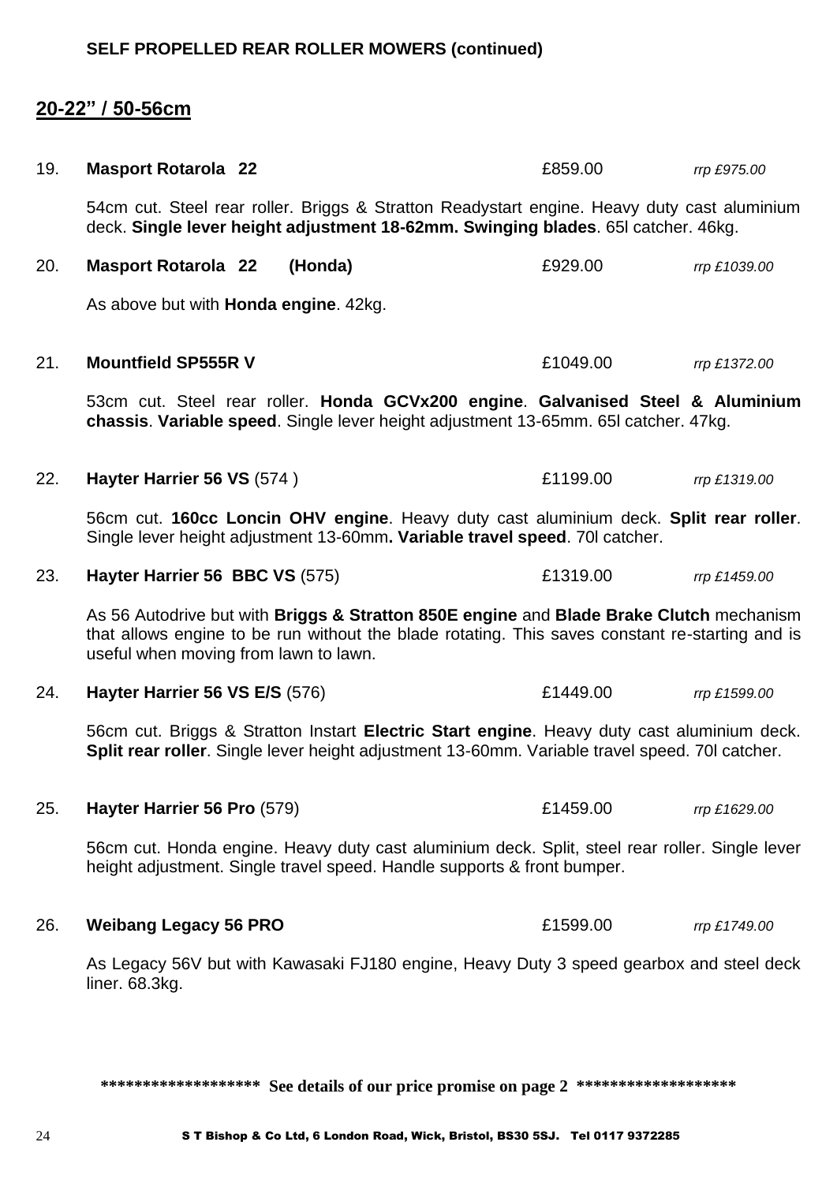**SELF PROPELLED REAR ROLLER MOWERS (continued)**

## 20-22" / 50-56cm

19. **Masport Rotarola 22** £859.00 *rrp £975.00*

    54cm cut. Steel rear roller. Briggs & Stratton Readystart engine. Heavy duty cast aluminium deck. **Single lever height adjustment 18-62mm. Swinging blades**. 65l catcher. 46kg.

20. **Masport Rotarola 22 (Honda)** £929.00 *rrp £1039.00*

    As above but with **Honda engine**. 42kg.

21. **Mountfield SP555R V** £1049.00 *rrp £1372.00*

    53cm cut. Steel rear roller. **Honda GCVx200 engine**. **Galvanised Steel & Aluminium chassis**. **Variable speed**. Single lever height adjustment 13-65mm. 65l catcher. 47kg.

22. **Hayter Harrier 56 VS** (574 ) £1199.00 *rrp £1319.00*

    56cm cut. **160cc Loncin OHV engine**. Heavy duty cast aluminium deck. **Split rear roller**. Single lever height adjustment 13-60mm**. Variable travel speed**. 70l catcher.

23. **Hayter Harrier 56 BBC VS** (575) £1319.00 *rrp £1459.00*

    As 56 Autodrive but with **Briggs & Stratton 850E engine** and **Blade Brake Clutch** mechanism that allows engine to be run without the blade rotating. This saves constant re-starting and is useful when moving from lawn to lawn.

24. **Hayter Harrier 56 VS E/S** (576) £1449.00 *rrp £1599.00*

    56cm cut. Briggs & Stratton Instart **Electric Start engine**. Heavy duty cast aluminium deck. **Split rear roller**. Single lever height adjustment 13-60mm. Variable travel speed. 70l catcher.

25. **Hayter Harrier 56 Pro** (579) £1459.00 *rrp £1629.00*

    56cm cut. Honda engine. Heavy duty cast aluminium deck. Split, steel rear roller. Single lever height adjustment. Single travel speed. Handle supports & front bumper.

26. **Weibang Legacy 56 PRO** £1599.00 *rrp £1749.00*

    As Legacy 56V but with Kawasaki FJ180 engine, Heavy Duty 3 speed gearbox and steel deck liner. 68.3kg.

**\*\*\*\*\*\*\*\*\*\*\*\*\*\*\*\*\*\*\* See details of our price promise on page 2 \*\*\*\*\*\*\*\*\*\*\*\*\*\*\*\*\*\*\***

S T Bishop & Co Ltd, 6 London Road, Wick, Bristol, BS30 5SJ. Tel 0117 9372285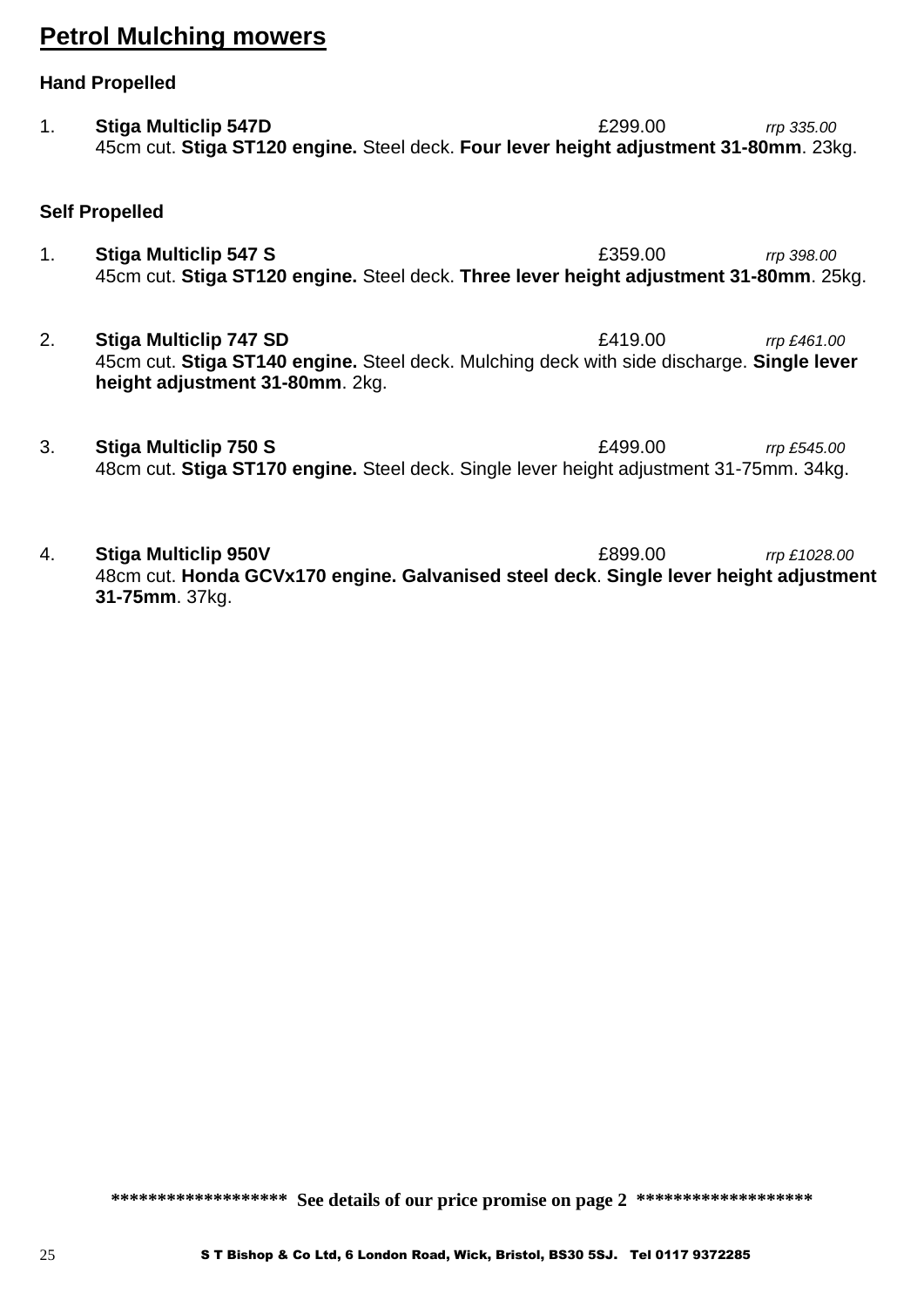# Petrol Mulching mowers

**Hand Propelled**

1. **Stiga Multiclip 547D** £299.00 *rrp 335.00*
   45cm cut. **Stiga ST120 engine.** Steel deck. **Four lever height adjustment 31-80mm**. 23kg.

**Self Propelled**

1. **Stiga Multiclip 547 S** £359.00 *rrp 398.00*
   45cm cut. **Stiga ST120 engine.** Steel deck. **Three lever height adjustment 31-80mm**. 25kg.

2. **Stiga Multiclip 747 SD** £419.00 *rrp £461.00*
   45cm cut. **Stiga ST140 engine.** Steel deck. Mulching deck with side discharge. **Single lever height adjustment 31-80mm**. 2kg.

3. **Stiga Multiclip 750 S** £499.00 *rrp £545.00*
   48cm cut. **Stiga ST170 engine.** Steel deck. Single lever height adjustment 31-75mm. 34kg.

4. **Stiga Multiclip 950V** £899.00 *rrp £1028.00*
   48cm cut. **Honda GCVx170 engine. Galvanised steel deck**. **Single lever height adjustment 31-75mm**. 37kg.

****************** **See details of our price promise on page 2** ******************

**S T Bishop & Co Ltd, 6 London Road, Wick, Bristol, BS30 5SJ. Tel 0117 9372285**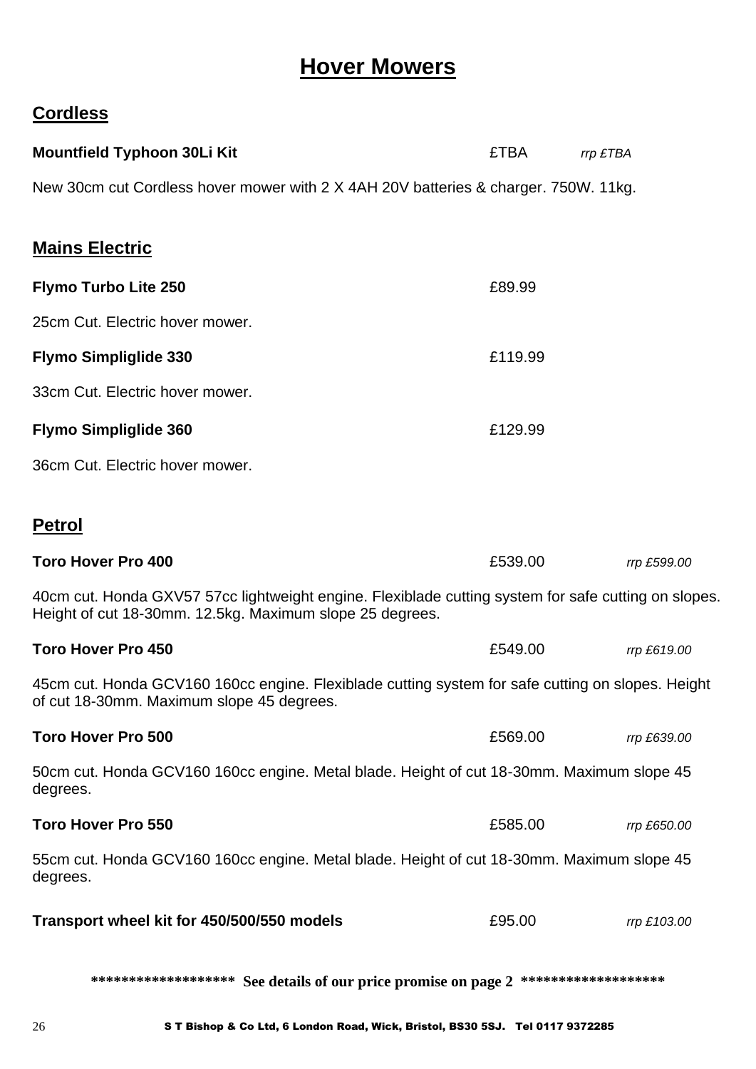# Hover Mowers

## Cordless

**Mountfield Typhoon 30Li Kit** £TBA *rrp £TBA*

New 30cm cut Cordless hover mower with 2 X 4AH 20V batteries & charger. 750W. 11kg.

## Mains Electric

**Flymo Turbo Lite 250** £89.99

25cm Cut. Electric hover mower.

**Flymo Simpliglide 330** £119.99

33cm Cut. Electric hover mower.

**Flymo Simpliglide 360** £129.99

36cm Cut. Electric hover mower.

## Petrol

**Toro Hover Pro 400** £539.00 *rrp £599.00*

40cm cut. Honda GXV57 57cc lightweight engine. Flexiblade cutting system for safe cutting on slopes. Height of cut 18-30mm. 12.5kg. Maximum slope 25 degrees.

**Toro Hover Pro 450** £549.00 *rrp £619.00*

45cm cut. Honda GCV160 160cc engine. Flexiblade cutting system for safe cutting on slopes. Height of cut 18-30mm. Maximum slope 45 degrees.

**Toro Hover Pro 500** £569.00 *rrp £639.00*

50cm cut. Honda GCV160 160cc engine. Metal blade. Height of cut 18-30mm. Maximum slope 45 degrees.

**Toro Hover Pro 550** £585.00 *rrp £650.00*

55cm cut. Honda GCV160 160cc engine. Metal blade. Height of cut 18-30mm. Maximum slope 45 degrees.

**Transport wheel kit for 450/500/550 models** £95.00 *rrp £103.00*

**\*\*\*\*\*\*\*\*\*\*\*\*\*\*\*\*\*\*\* See details of our price promise on page 2 \*\*\*\*\*\*\*\*\*\*\*\*\*\*\*\*\*\*\***

S T Bishop & Co Ltd, 6 London Road, Wick, Bristol, BS30 5SJ. Tel 0117 9372285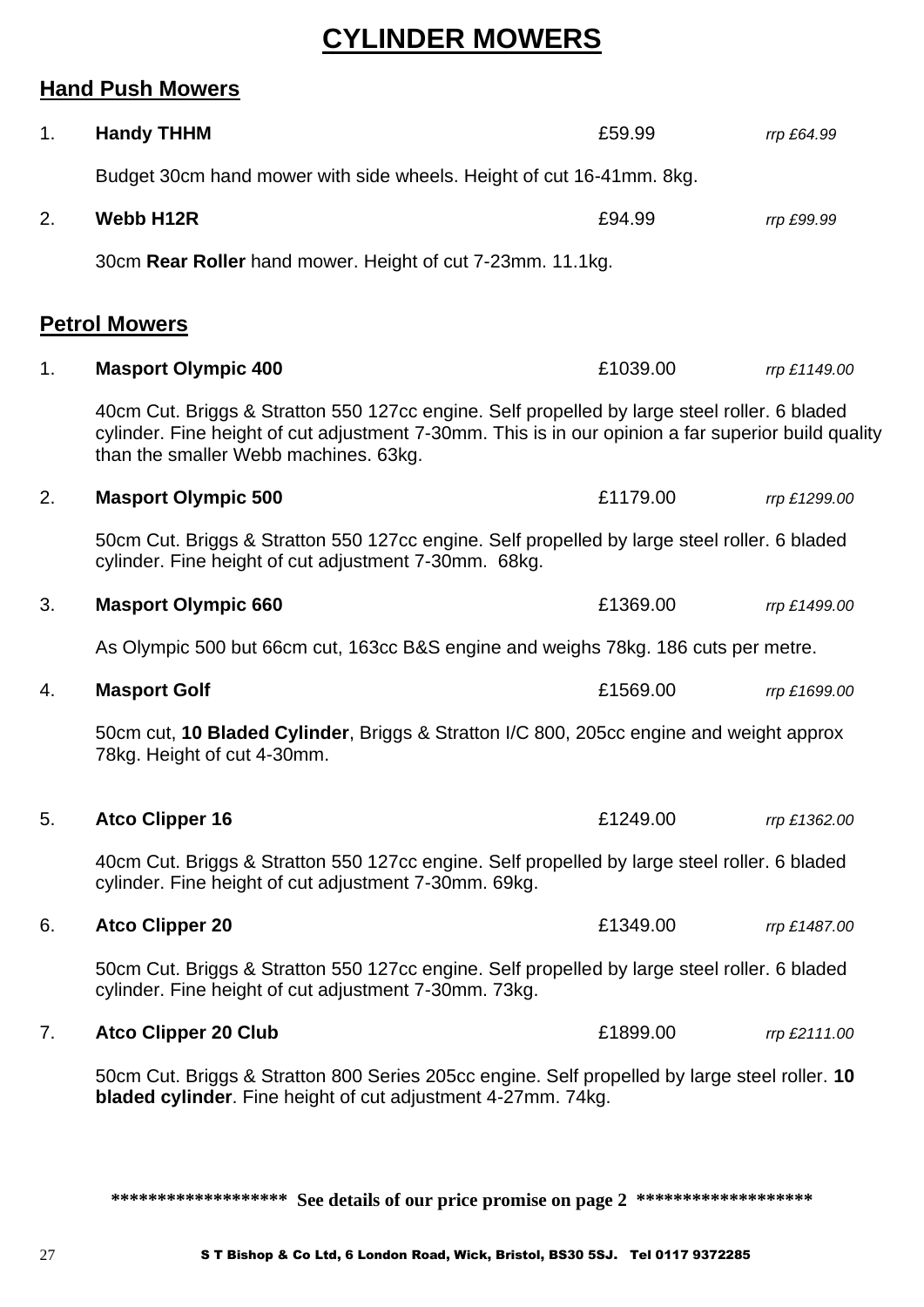# CYLINDER MOWERS

## Hand Push Mowers

1. **Handy THHM** £59.99 *rrp £64.99*

   Budget 30cm hand mower with side wheels. Height of cut 16-41mm. 8kg.

2. **Webb H12R** £94.99 *rrp £99.99*

   30cm **Rear Roller** hand mower. Height of cut 7-23mm. 11.1kg.

## Petrol Mowers

1. **Masport Olympic 400** £1039.00 *rrp £1149.00*

   40cm Cut. Briggs & Stratton 550 127cc engine. Self propelled by large steel roller. 6 bladed cylinder. Fine height of cut adjustment 7-30mm. This is in our opinion a far superior build quality than the smaller Webb machines. 63kg.

2. **Masport Olympic 500** £1179.00 *rrp £1299.00*

   50cm Cut. Briggs & Stratton 550 127cc engine. Self propelled by large steel roller. 6 bladed cylinder. Fine height of cut adjustment 7-30mm. 68kg.

3. **Masport Olympic 660** £1369.00 *rrp £1499.00*

   As Olympic 500 but 66cm cut, 163cc B&S engine and weighs 78kg. 186 cuts per metre.

4. **Masport Golf** £1569.00 *rrp £1699.00*

   50cm cut, **10 Bladed Cylinder**, Briggs & Stratton I/C 800, 205cc engine and weight approx 78kg. Height of cut 4-30mm.

5. **Atco Clipper 16** £1249.00 *rrp £1362.00*

   40cm Cut. Briggs & Stratton 550 127cc engine. Self propelled by large steel roller. 6 bladed cylinder. Fine height of cut adjustment 7-30mm. 69kg.

6. **Atco Clipper 20** £1349.00 *rrp £1487.00*

   50cm Cut. Briggs & Stratton 550 127cc engine. Self propelled by large steel roller. 6 bladed cylinder. Fine height of cut adjustment 7-30mm. 73kg.

7. **Atco Clipper 20 Club** £1899.00 *rrp £2111.00*

   50cm Cut. Briggs & Stratton 800 Series 205cc engine. Self propelled by large steel roller. **10 bladed cylinder**. Fine height of cut adjustment 4-27mm. 74kg.

****************** **See details of our price promise on page 2** ******************

S T Bishop & Co Ltd, 6 London Road, Wick, Bristol, BS30 5SJ. Tel 0117 9372285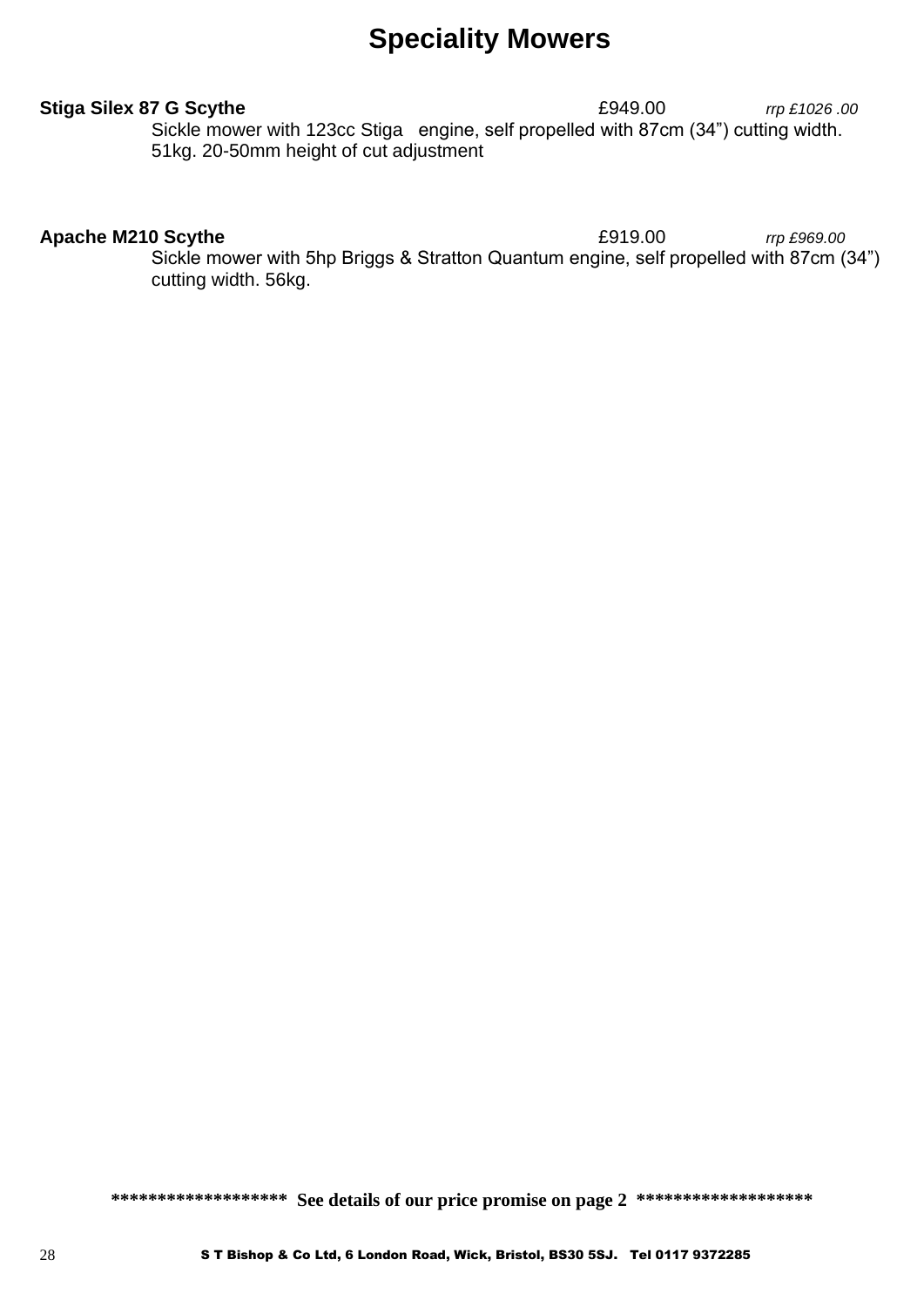# Speciality Mowers

**Stiga Silex 87 G Scythe** £949.00 *rrp £1026 .00*

Sickle mower with 123cc Stiga engine, self propelled with 87cm (34") cutting width. 51kg. 20-50mm height of cut adjustment

**Apache M210 Scythe** £919.00 *rrp £969.00*

Sickle mower with 5hp Briggs & Stratton Quantum engine, self propelled with 87cm (34") cutting width. 56kg.

****************** **See details of our price promise on page 2** ******************

S T Bishop & Co Ltd, 6 London Road, Wick, Bristol, BS30 5SJ. Tel 0117 9372285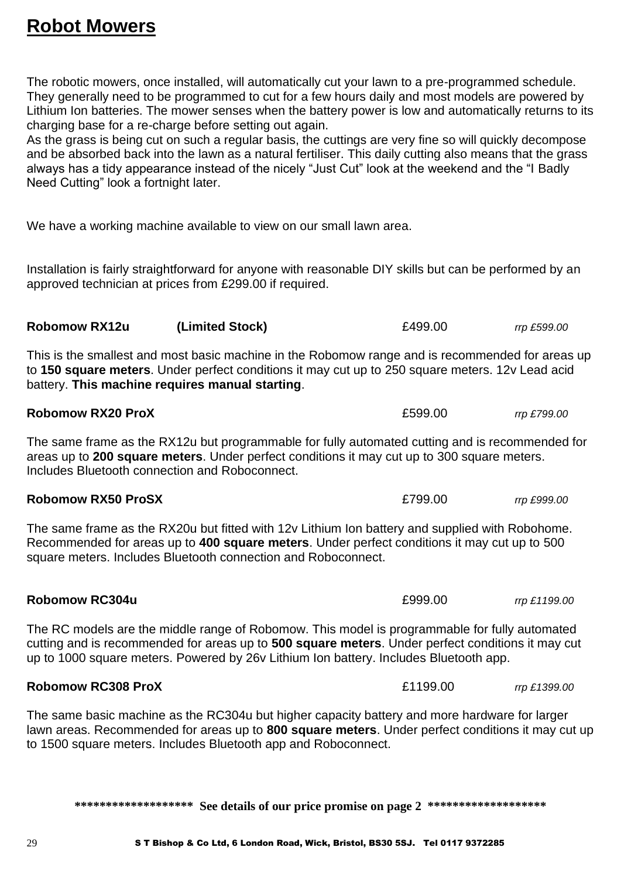# Robot Mowers

The robotic mowers, once installed, will automatically cut your lawn to a pre-programmed schedule. They generally need to be programmed to cut for a few hours daily and most models are powered by Lithium Ion batteries. The mower senses when the battery power is low and automatically returns to its charging base for a re-charge before setting out again.
As the grass is being cut on such a regular basis, the cuttings are very fine so will quickly decompose and be absorbed back into the lawn as a natural fertiliser. This daily cutting also means that the grass always has a tidy appearance instead of the nicely "Just Cut" look at the weekend and the "I Badly Need Cutting" look a fortnight later.

We have a working machine available to view on our small lawn area.

Installation is fairly straightforward for anyone with reasonable DIY skills but can be performed by an approved technician at prices from £299.00 if required.

**Robomow RX12u** **(Limited Stock)** £499.00 *rrp £599.00*

This is the smallest and most basic machine in the Robomow range and is recommended for areas up to **150 square meters**. Under perfect conditions it may cut up to 250 square meters. 12v Lead acid battery. **This machine requires manual starting**.

**Robomow RX20 ProX** £599.00 *rrp £799.00*

The same frame as the RX12u but programmable for fully automated cutting and is recommended for areas up to **200 square meters**. Under perfect conditions it may cut up to 300 square meters. Includes Bluetooth connection and Roboconnect.

**Robomow RX50 ProSX** £799.00 *rrp £999.00*

The same frame as the RX20u but fitted with 12v Lithium Ion battery and supplied with Robohome. Recommended for areas up to **400 square meters**. Under perfect conditions it may cut up to 500 square meters. Includes Bluetooth connection and Roboconnect.

**Robomow RC304u** £999.00 *rrp £1199.00*

The RC models are the middle range of Robomow. This model is programmable for fully automated cutting and is recommended for areas up to **500 square meters**. Under perfect conditions it may cut up to 1000 square meters. Powered by 26v Lithium Ion battery. Includes Bluetooth app.

**Robomow RC308 ProX** £1199.00 *rrp £1399.00*

The same basic machine as the RC304u but higher capacity battery and more hardware for larger lawn areas. Recommended for areas up to **800 square meters**. Under perfect conditions it may cut up to 1500 square meters. Includes Bluetooth app and Roboconnect.

**\*\*\*\*\*\*\*\*\*\*\*\*\*\*\*\*\*\* See details of our price promise on page 2 \*\*\*\*\*\*\*\*\*\*\*\*\*\*\*\*\*\***

S T Bishop & Co Ltd, 6 London Road, Wick, Bristol, BS30 5SJ. Tel 0117 9372285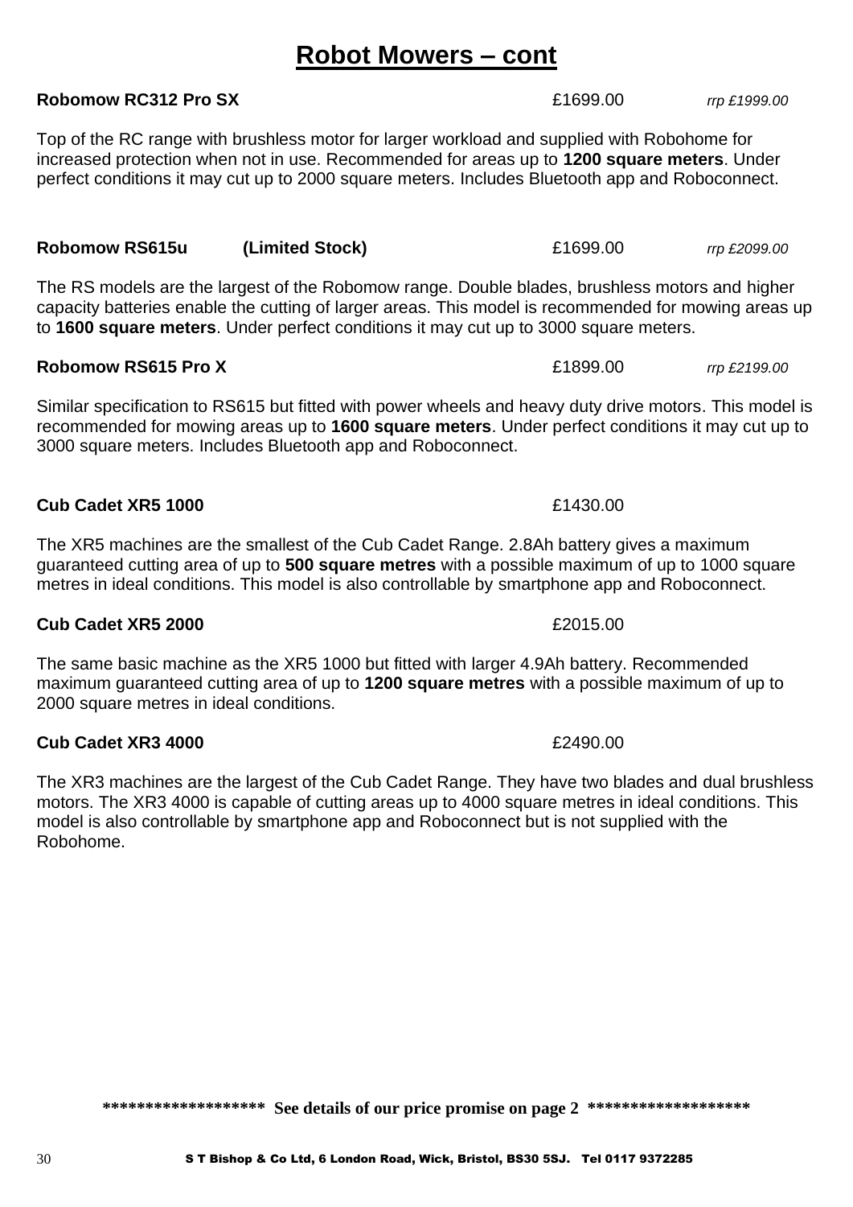# Robot Mowers – cont

**Robomow RC312 Pro SX** £1699.00 *rrp £1999.00*

Top of the RC range with brushless motor for larger workload and supplied with Robohome for increased protection when not in use. Recommended for areas up to **1200 square meters**. Under perfect conditions it may cut up to 2000 square meters. Includes Bluetooth app and Roboconnect.

**Robomow RS615u (Limited Stock)** £1699.00 *rrp £2099.00*

The RS models are the largest of the Robomow range. Double blades, brushless motors and higher capacity batteries enable the cutting of larger areas. This model is recommended for mowing areas up to **1600 square meters**. Under perfect conditions it may cut up to 3000 square meters.

**Robomow RS615 Pro X** £1899.00 *rrp £2199.00*

Similar specification to RS615 but fitted with power wheels and heavy duty drive motors. This model is recommended for mowing areas up to **1600 square meters**. Under perfect conditions it may cut up to 3000 square meters. Includes Bluetooth app and Roboconnect.

**Cub Cadet XR5 1000** £1430.00

The XR5 machines are the smallest of the Cub Cadet Range. 2.8Ah battery gives a maximum guaranteed cutting area of up to **500 square metres** with a possible maximum of up to 1000 square metres in ideal conditions. This model is also controllable by smartphone app and Roboconnect.

**Cub Cadet XR5 2000** £2015.00

The same basic machine as the XR5 1000 but fitted with larger 4.9Ah battery. Recommended maximum guaranteed cutting area of up to **1200 square metres** with a possible maximum of up to 2000 square metres in ideal conditions.

**Cub Cadet XR3 4000** £2490.00

The XR3 machines are the largest of the Cub Cadet Range. They have two blades and dual brushless motors. The XR3 4000 is capable of cutting areas up to 4000 square metres in ideal conditions. This model is also controllable by smartphone app and Roboconnect but is not supplied with the Robohome.

**\*\*\*\*\*\*\*\*\*\*\*\*\*\*\*\*\*\* See details of our price promise on page 2 \*\*\*\*\*\*\*\*\*\*\*\*\*\*\*\*\*\***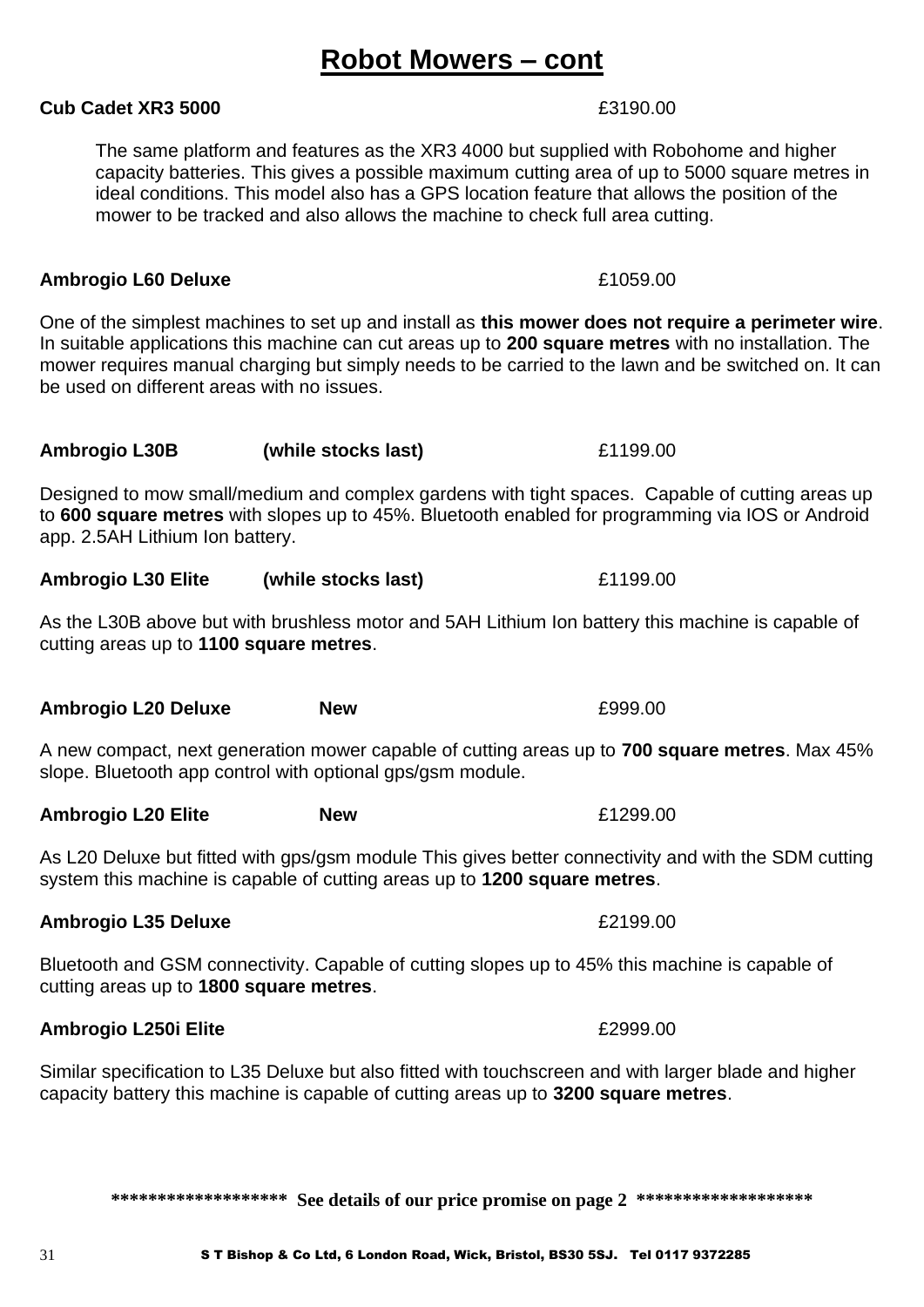# Robot Mowers – cont

**Cub Cadet XR3 5000** £3190.00

The same platform and features as the XR3 4000 but supplied with Robohome and higher capacity batteries. This gives a possible maximum cutting area of up to 5000 square metres in ideal conditions. This model also has a GPS location feature that allows the position of the mower to be tracked and also allows the machine to check full area cutting.

**Ambrogio L60 Deluxe** £1059.00

One of the simplest machines to set up and install as **this mower does not require a perimeter wire**. In suitable applications this machine can cut areas up to **200 square metres** with no installation. The mower requires manual charging but simply needs to be carried to the lawn and be switched on. It can be used on different areas with no issues.

**Ambrogio L30B (while stocks last)** £1199.00

Designed to mow small/medium and complex gardens with tight spaces. Capable of cutting areas up to **600 square metres** with slopes up to 45%. Bluetooth enabled for programming via IOS or Android app. 2.5AH Lithium Ion battery.

**Ambrogio L30 Elite (while stocks last)** £1199.00

As the L30B above but with brushless motor and 5AH Lithium Ion battery this machine is capable of cutting areas up to **1100 square metres**.

**Ambrogio L20 Deluxe New** £999.00

A new compact, next generation mower capable of cutting areas up to **700 square metres**. Max 45% slope. Bluetooth app control with optional gps/gsm module.

**Ambrogio L20 Elite New** £1299.00

As L20 Deluxe but fitted with gps/gsm module This gives better connectivity and with the SDM cutting system this machine is capable of cutting areas up to **1200 square metres**.

**Ambrogio L35 Deluxe** £2199.00

Bluetooth and GSM connectivity. Capable of cutting slopes up to 45% this machine is capable of cutting areas up to **1800 square metres**.

**Ambrogio L250i Elite** £2999.00

Similar specification to L35 Deluxe but also fitted with touchscreen and with larger blade and higher capacity battery this machine is capable of cutting areas up to **3200 square metres**.

****************** **See details of our price promise on page 2** ******************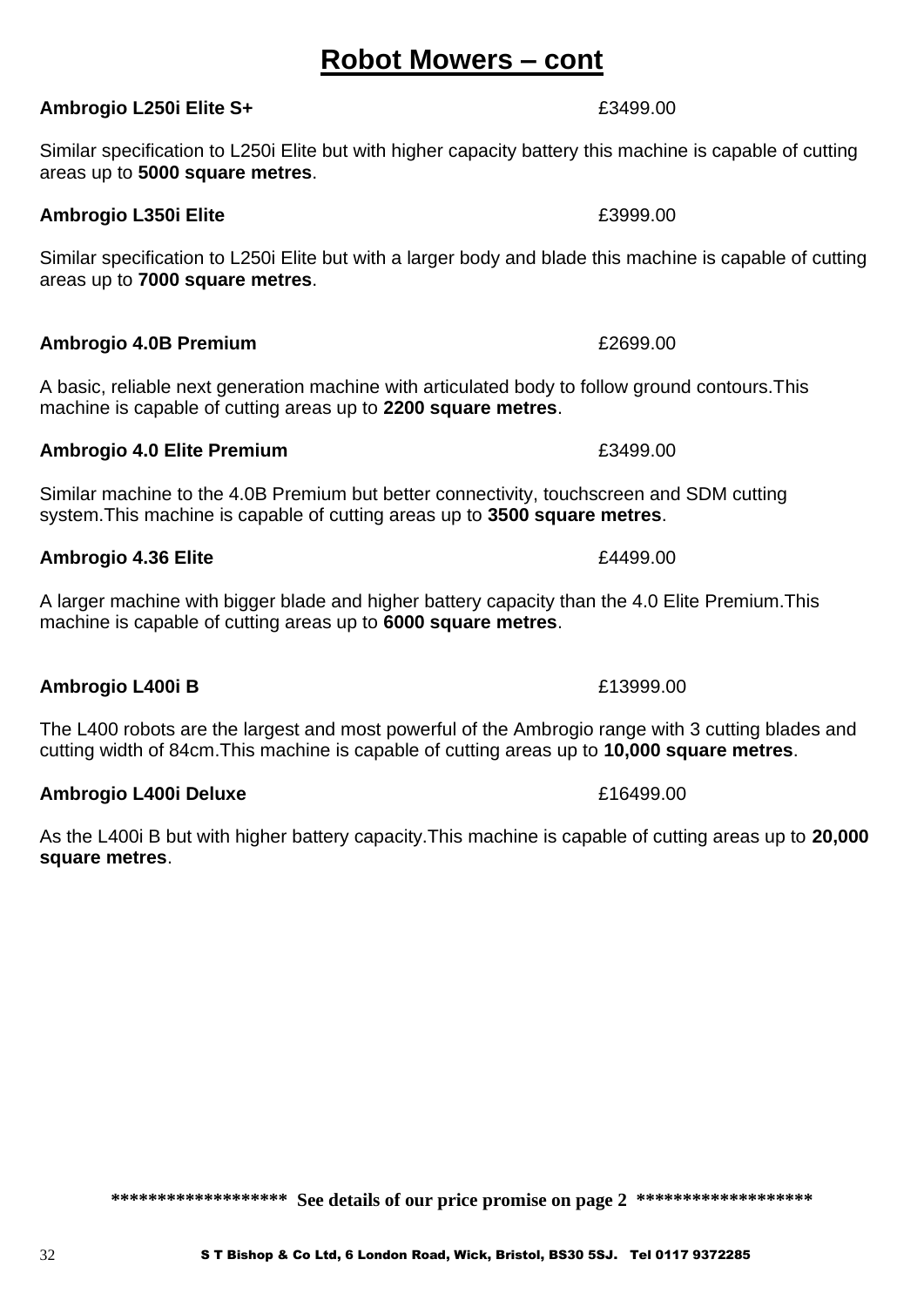# Robot Mowers – cont

**Ambrogio L250i Elite S+** £3499.00

Similar specification to L250i Elite but with higher capacity battery this machine is capable of cutting areas up to **5000 square metres**.

**Ambrogio L350i Elite** £3999.00

Similar specification to L250i Elite but with a larger body and blade this machine is capable of cutting areas up to **7000 square metres**.

**Ambrogio 4.0B Premium** £2699.00

A basic, reliable next generation machine with articulated body to follow ground contours.This machine is capable of cutting areas up to **2200 square metres**.

**Ambrogio 4.0 Elite Premium** £3499.00

Similar machine to the 4.0B Premium but better connectivity, touchscreen and SDM cutting system.This machine is capable of cutting areas up to **3500 square metres**.

**Ambrogio 4.36 Elite** £4499.00

A larger machine with bigger blade and higher battery capacity than the 4.0 Elite Premium.This machine is capable of cutting areas up to **6000 square metres**.

**Ambrogio L400i B** £13999.00

The L400 robots are the largest and most powerful of the Ambrogio range with 3 cutting blades and cutting width of 84cm.This machine is capable of cutting areas up to **10,000 square metres**.

**Ambrogio L400i Deluxe** £16499.00

As the L400i B but with higher battery capacity.This machine is capable of cutting areas up to **20,000 square metres**.

**\*\*\*\*\*\*\*\*\*\*\*\*\*\*\*\*\*\* See details of our price promise on page 2 \*\*\*\*\*\*\*\*\*\*\*\*\*\*\*\*\*\***

S T Bishop & Co Ltd, 6 London Road, Wick, Bristol, BS30 5SJ. Tel 0117 9372285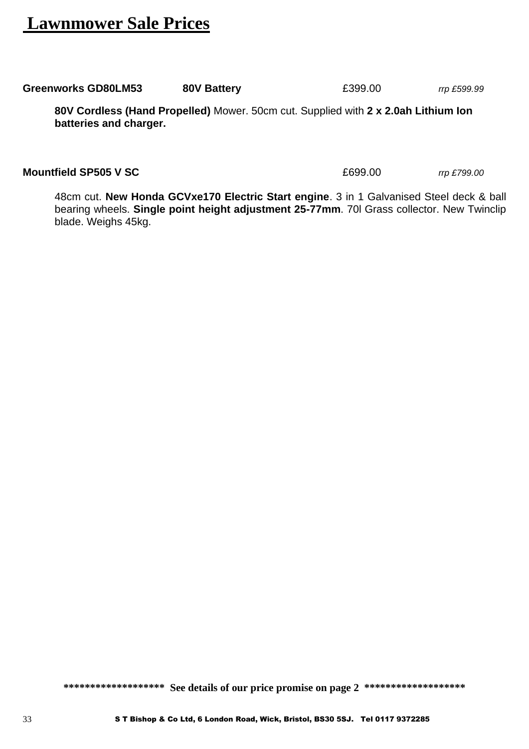# Lawnmower Sale Prices

**Greenworks GD80LM53** **80V Battery** £399.00 *rrp £599.99*

**80V Cordless (Hand Propelled)** Mower. 50cm cut. Supplied with **2 x 2.0ah Lithium Ion batteries and charger.**

**Mountfield SP505 V SC** £699.00 *rrp £799.00*

48cm cut. **New Honda GCVxe170 Electric Start engine**. 3 in 1 Galvanised Steel deck & ball bearing wheels. **Single point height adjustment 25-77mm**. 70l Grass collector. New Twinclip blade. Weighs 45kg.

**\*\*\*\*\*\*\*\*\*\*\*\*\*\*\*\*\*\*\* See details of our price promise on page 2 \*\*\*\*\*\*\*\*\*\*\*\*\*\*\*\*\*\*\***

S T Bishop & Co Ltd, 6 London Road, Wick, Bristol, BS30 5SJ. Tel 0117 9372285